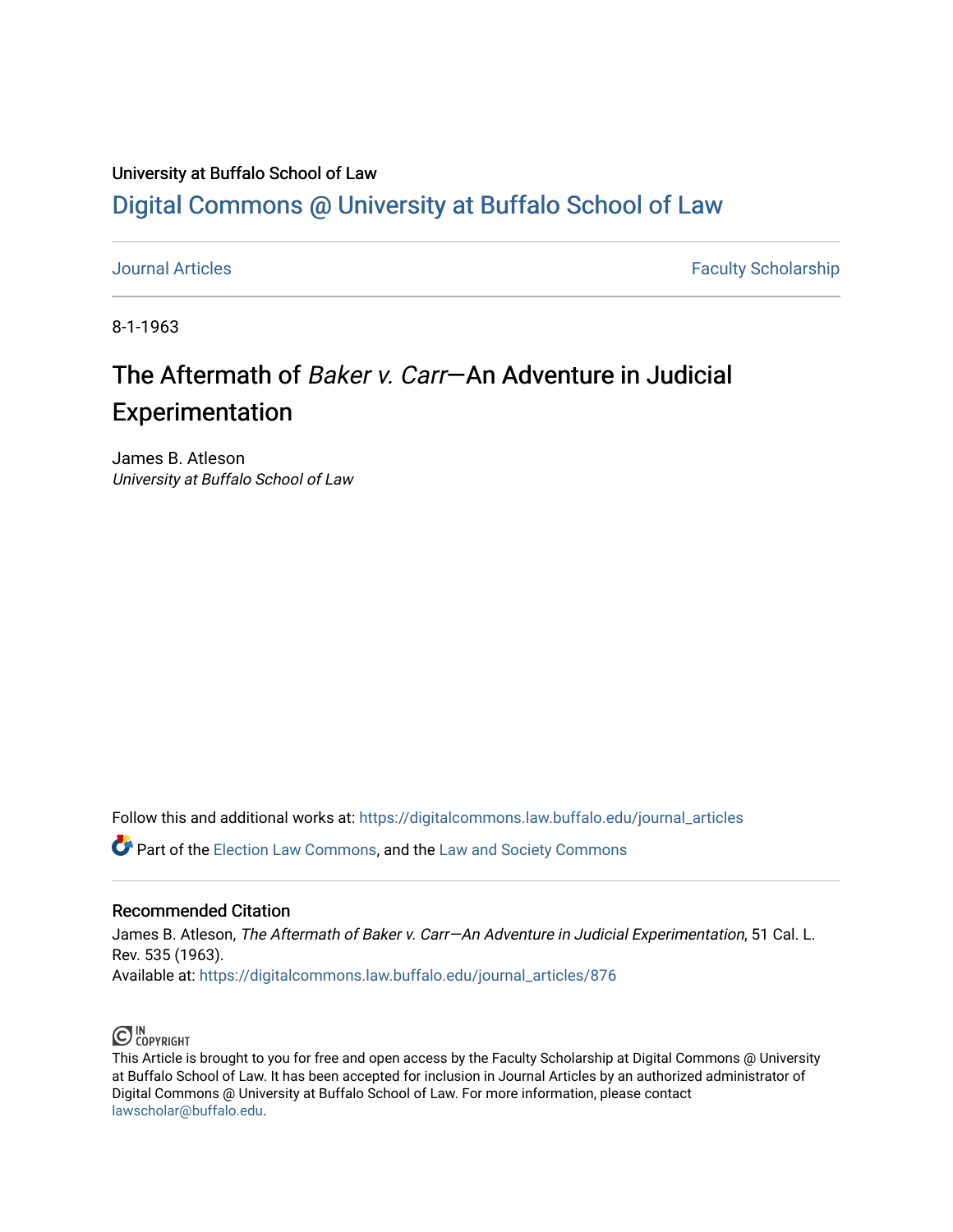University at Buffalo School of Law

# Digital Commons @ University at Buffalo School of Law

Journal Articles | Faculty Scholarship

8-1-1963

# The Aftermath of *Baker v. Carr*—An Adventure in Judicial Experimentation

James B. Atleson
*University at Buffalo School of Law*

Follow this and additional works at: https://digitalcommons.law.buffalo.edu/journal_articles

Part of the Election Law Commons, and the Law and Society Commons

## Recommended Citation

James B. Atleson, *The Aftermath of Baker v. Carr—An Adventure in Judicial Experimentation*, 51 Cal. L. Rev. 535 (1963).
Available at: https://digitalcommons.law.buffalo.edu/journal_articles/876

IN COPYRIGHT

This Article is brought to you for free and open access by the Faculty Scholarship at Digital Commons @ University at Buffalo School of Law. It has been accepted for inclusion in Journal Articles by an authorized administrator of Digital Commons @ University at Buffalo School of Law. For more information, please contact lawscholar@buffalo.edu.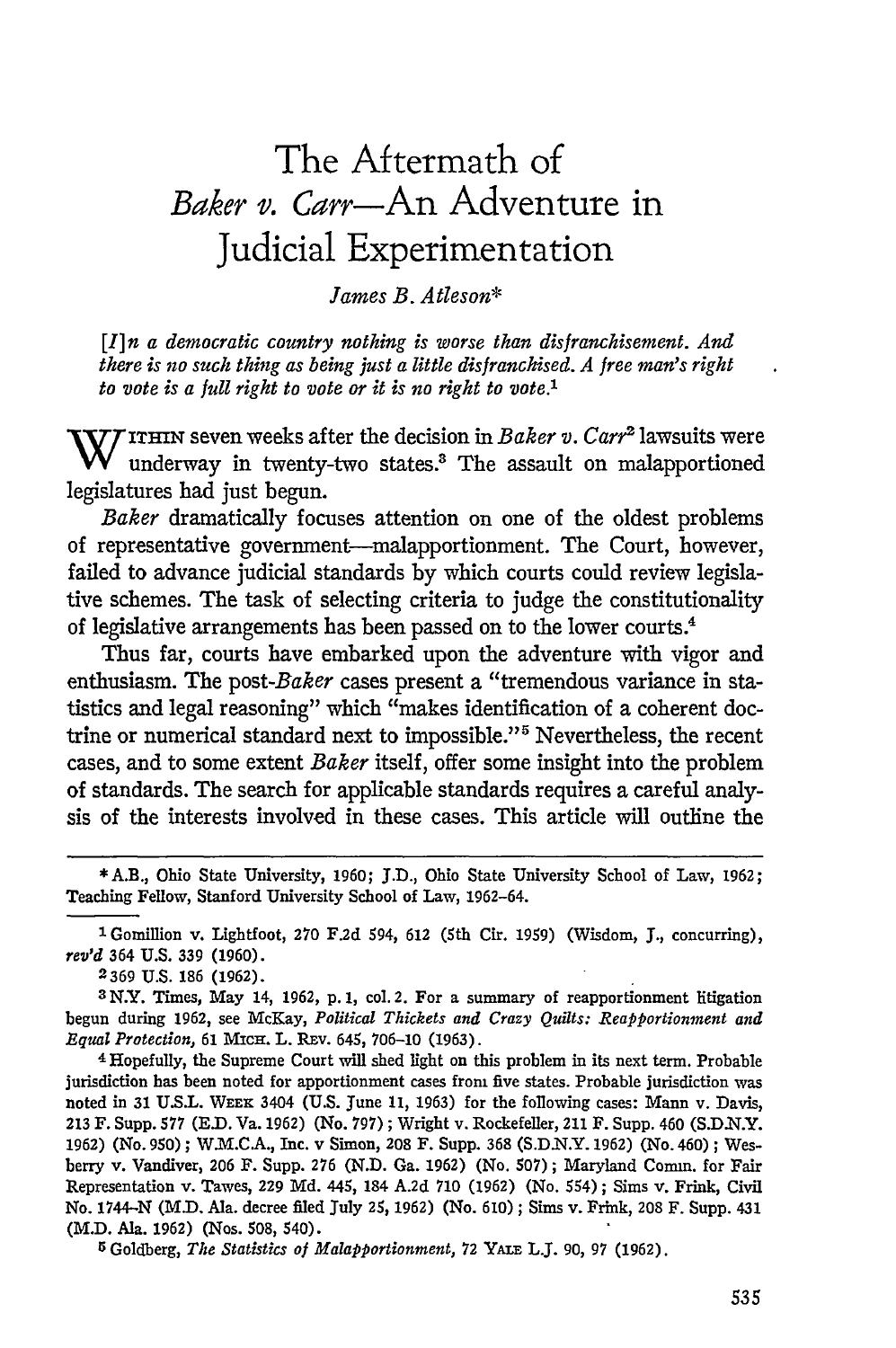# The Aftermath of *Baker v. Carr*—An Adventure in Judicial Experimentation

*James B. Atleson\**

*[I]n a democratic country nothing is worse than disfranchisement. And there is no such thing as being just a little disfranchised. A free man's right to vote is a full right to vote or it is no right to vote.*[1]

WITHIN seven weeks after the decision in *Baker v. Carr*[2] lawsuits were underway in twenty-two states.[3] The assault on malapportioned legislatures had just begun.

*Baker* dramatically focuses attention on one of the oldest problems of representative government—malapportionment. The Court, however, failed to advance judicial standards by which courts could review legislative schemes. The task of selecting criteria to judge the constitutionality of legislative arrangements has been passed on to the lower courts.[4]

Thus far, courts have embarked upon the adventure with vigor and enthusiasm. The post-*Baker* cases present a "tremendous variance in statistics and legal reasoning" which "makes identification of a coherent doctrine or numerical standard next to impossible."[5] Nevertheless, the recent cases, and to some extent *Baker* itself, offer some insight into the problem of standards. The search for applicable standards requires a careful analysis of the interests involved in these cases. This article will outline the

---

\* A.B., Ohio State University, 1960; J.D., Ohio State University School of Law, 1962; Teaching Fellow, Stanford University School of Law, 1962–64.

[1] Gomillion v. Lightfoot, 270 F.2d 594, 612 (5th Cir. 1959) (Wisdom, J., concurring), *rev'd* 364 U.S. 339 (1960).

[2] 369 U.S. 186 (1962).

[3] N.Y. Times, May 14, 1962, p. 1, col. 2. For a summary of reapportionment litigation begun during 1962, see McKay, *Political Thickets and Crazy Quilts: Reapportionment and Equal Protection*, 61 MICH. L. REV. 645, 706–10 (1963).

[4] Hopefully, the Supreme Court will shed light on this problem in its next term. Probable jurisdiction has been noted for apportionment cases from five states. Probable jurisdiction was noted in 31 U.S.L. WEEK 3404 (U.S. June 11, 1963) for the following cases: Mann v. Davis, 213 F. Supp. 577 (E.D. Va. 1962) (No. 797); Wright v. Rockefeller, 211 F. Supp. 460 (S.D.N.Y. 1962) (No. 950); W.M.C.A., Inc. v Simon, 208 F. Supp. 368 (S.D.N.Y. 1962) (No. 460); Wesberry v. Vandiver, 206 F. Supp. 276 (N.D. Ga. 1962) (No. 507); Maryland Comm. for Fair Representation v. Tawes, 229 Md. 445, 184 A.2d 710 (1962) (No. 554); Sims v. Frink, Civil No. 1744-N (M.D. Ala. decree filed July 25, 1962) (No. 610); Sims v. Frink, 208 F. Supp. 431 (M.D. Ala. 1962) (Nos. 508, 540).

[5] Goldberg, *The Statistics of Malapportionment*, 72 YALE L.J. 90, 97 (1962).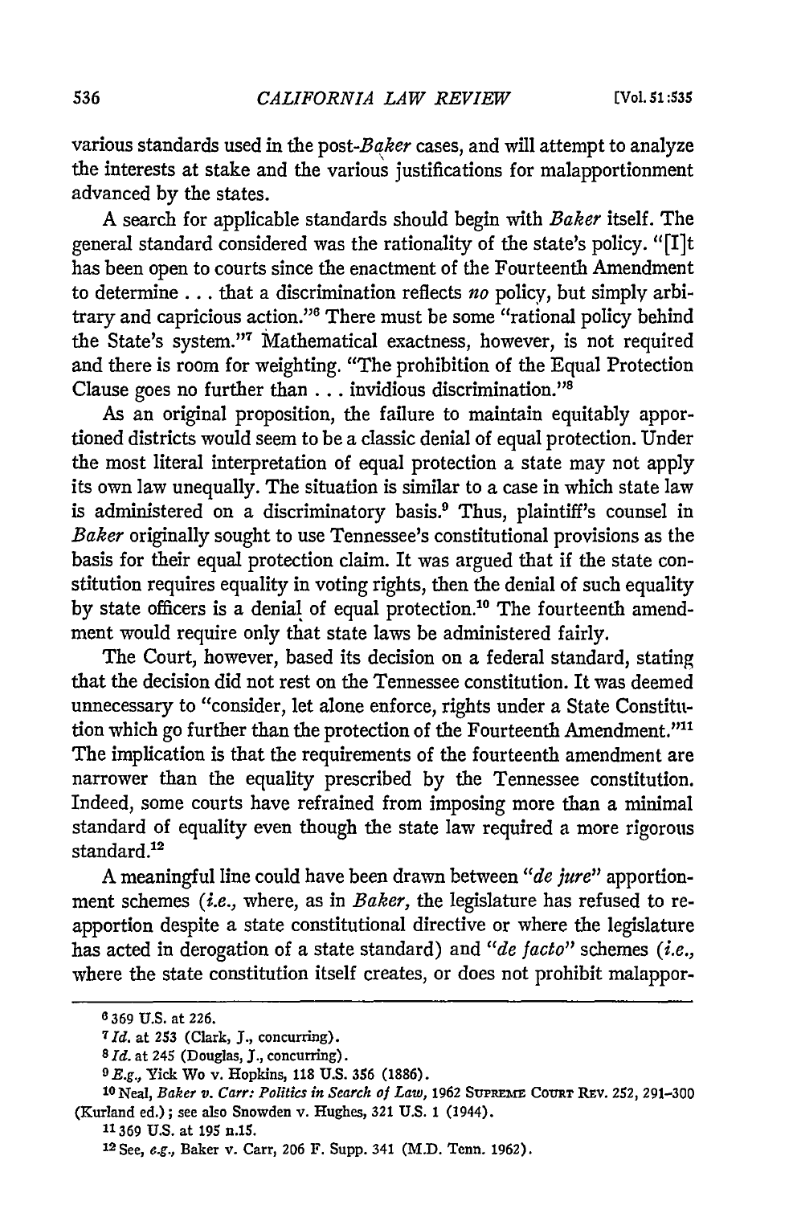various standards used in the post-*Baker* cases, and will attempt to analyze the interests at stake and the various justifications for malapportionment advanced by the states.

A search for applicable standards should begin with *Baker* itself. The general standard considered was the rationality of the state's policy. "[I]t has been open to courts since the enactment of the Fourteenth Amendment to determine . . . that a discrimination reflects *no* policy, but simply arbitrary and capricious action."[6] There must be some "rational policy behind the State's system."[7] Mathematical exactness, however, is not required and there is room for weighting. "The prohibition of the Equal Protection Clause goes no further than . . . invidious discrimination."[8]

As an original proposition, the failure to maintain equitably apportioned districts would seem to be a classic denial of equal protection. Under the most literal interpretation of equal protection a state may not apply its own law unequally. The situation is similar to a case in which state law is administered on a discriminatory basis.[9] Thus, plaintiff's counsel in *Baker* originally sought to use Tennessee's constitutional provisions as the basis for their equal protection claim. It was argued that if the state constitution requires equality in voting rights, then the denial of such equality by state officers is a denial of equal protection.[10] The fourteenth amendment would require only that state laws be administered fairly.

The Court, however, based its decision on a federal standard, stating that the decision did not rest on the Tennessee constitution. It was deemed unnecessary to "consider, let alone enforce, rights under a State Constitution which go further than the protection of the Fourteenth Amendment."[11] The implication is that the requirements of the fourteenth amendment are narrower than the equality prescribed by the Tennessee constitution. Indeed, some courts have refrained from imposing more than a minimal standard of equality even though the state law required a more rigorous standard.[12]

A meaningful line could have been drawn between *"de jure"* apportionment schemes (*i.e.*, where, as in *Baker*, the legislature has refused to reapportion despite a state constitutional directive or where the legislature has acted in derogation of a state standard) and *"de facto"* schemes (*i.e.*, where the state constitution itself creates, or does not prohibit malappor-

---

[6] 369 U.S. at 226.

[7] *Id.* at 253 (Clark, J., concurring).

[8] *Id.* at 245 (Douglas, J., concurring).

[9] *E.g.*, Yick Wo v. Hopkins, 118 U.S. 356 (1886).

[10] Neal, *Baker v. Carr: Politics in Search of Law*, 1962 SUPREME COURT REV. 252, 291-300 (Kurland ed.); see also Snowden v. Hughes, 321 U.S. 1 (1944).

[11] 369 U.S. at 195 n.15.

[12] See, *e.g.*, Baker v. Carr, 206 F. Supp. 341 (M.D. Tenn. 1962).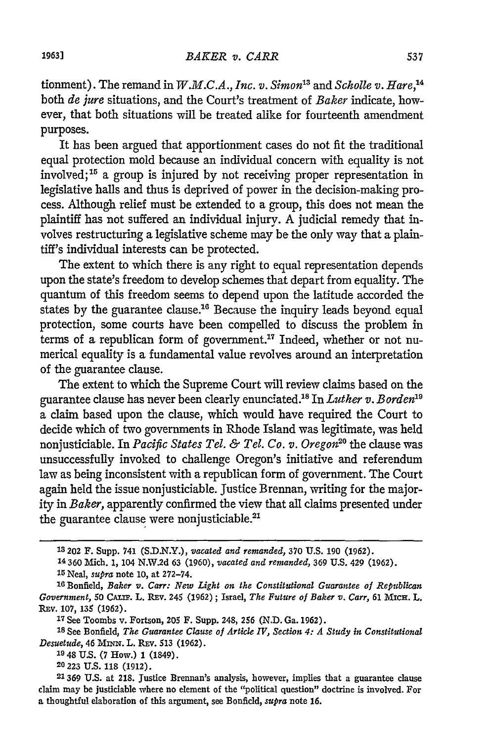tionment). The remand in *W.M.C.A., Inc. v. Simon*[13] and *Scholle v. Hare*,[14] both *de jure* situations, and the Court's treatment of *Baker* indicate, however, that both situations will be treated alike for fourteenth amendment purposes.

It has been argued that apportionment cases do not fit the traditional equal protection mold because an individual concern with equality is not involved;[15] a group is injured by not receiving proper representation in legislative halls and thus is deprived of power in the decision-making process. Although relief must be extended to a group, this does not mean the plaintiff has not suffered an individual injury. A judicial remedy that involves restructuring a legislative scheme may be the only way that a plaintiff's individual interests can be protected.

The extent to which there is any right to equal representation depends upon the state's freedom to develop schemes that depart from equality. The quantum of this freedom seems to depend upon the latitude accorded the states by the guarantee clause.[16] Because the inquiry leads beyond equal protection, some courts have been compelled to discuss the problem in terms of a republican form of government.[17] Indeed, whether or not numerical equality is a fundamental value revolves around an interpretation of the guarantee clause.

The extent to which the Supreme Court will review claims based on the guarantee clause has never been clearly enunciated.[18] In *Luther v. Borden*[19] a claim based upon the clause, which would have required the Court to decide which of two governments in Rhode Island was legitimate, was held nonjusticiable. In *Pacific States Tel. & Tel. Co. v. Oregon*[20] the clause was unsuccessfully invoked to challenge Oregon's initiative and referendum law as being inconsistent with a republican form of government. The Court again held the issue nonjusticiable. Justice Brennan, writing for the majority in *Baker*, apparently confirmed the view that all claims presented under the guarantee clause were nonjusticiable.[21]

---

[13] 202 F. Supp. 741 (S.D.N.Y.), *vacated and remanded*, 370 U.S. 190 (1962).

[14] 360 Mich. 1, 104 N.W.2d 63 (1960), *vacated and remanded*, 369 U.S. 429 (1962).

[15] Neal, *supra* note 10, at 272–74.

[16] Bonfield, *Baker v. Carr: New Light on the Constitutional Guarantee of Republican Government*, 50 CALIF. L. REV. 245 (1962); Israel, *The Future of Baker v. Carr*, 61 MICH. L. REV. 107, 135 (1962).

[17] See Toombs v. Fortson, 205 F. Supp. 248, 256 (N.D. Ga. 1962).

[18] See Bonfield, *The Guarantee Clause of Article IV, Section 4: A Study in Constitutional Desuetude*, 46 MINN. L. REV. 513 (1962).

[19] 48 U.S. (7 How.) 1 (1849).

[20] 223 U.S. 118 (1912).

[21] 369 U.S. at 218. Justice Brennan's analysis, however, implies that a guarantee clause claim may be justiciable where no element of the "political question" doctrine is involved. For a thoughtful elaboration of this argument, see Bonfield, *supra* note 16.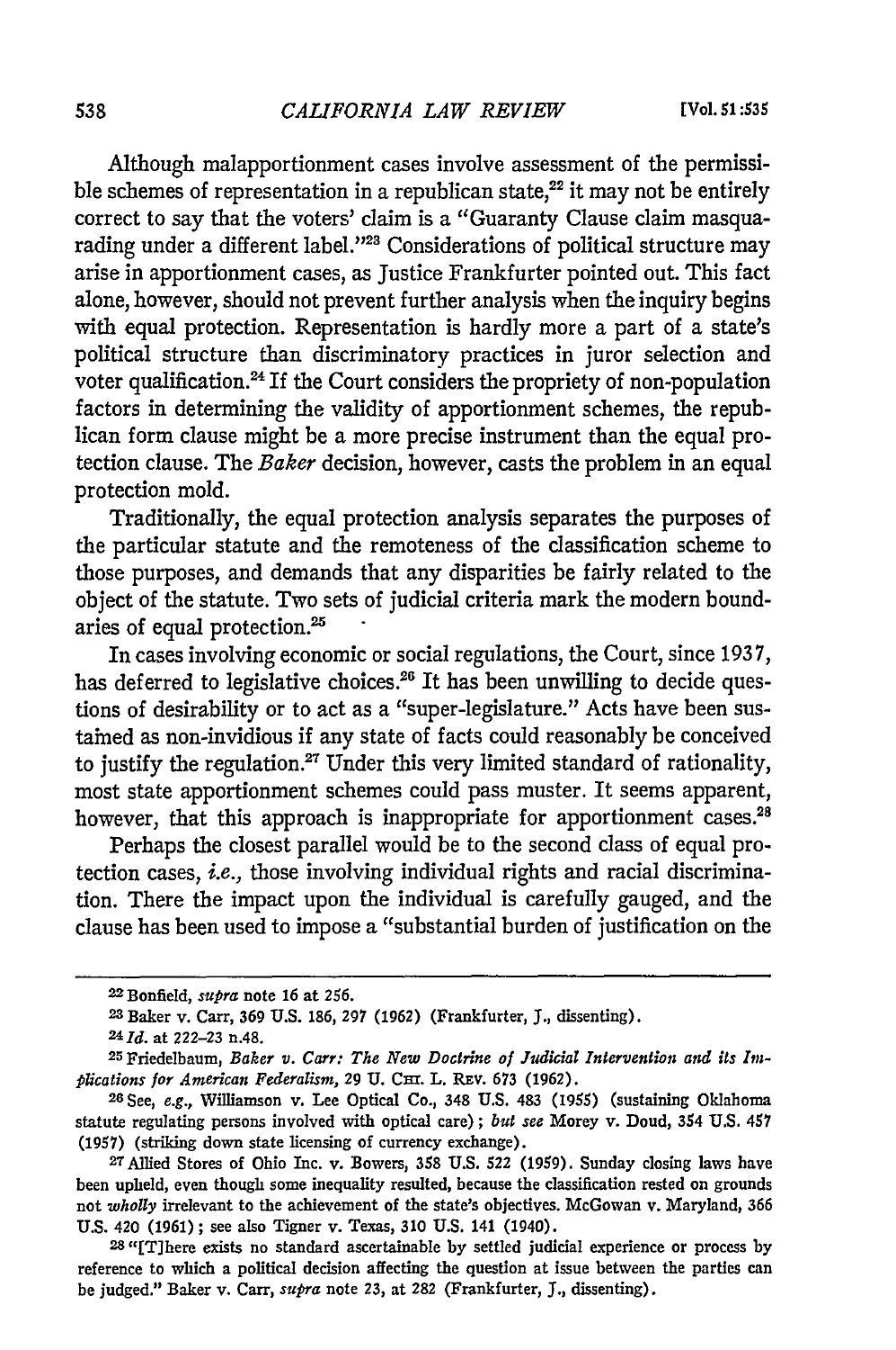Although malapportionment cases involve assessment of the permissible schemes of representation in a republican state,[22] it may not be entirely correct to say that the voters' claim is a "Guaranty Clause claim masquarading under a different label."[23] Considerations of political structure may arise in apportionment cases, as Justice Frankfurter pointed out. This fact alone, however, should not prevent further analysis when the inquiry begins with equal protection. Representation is hardly more a part of a state's political structure than discriminatory practices in juror selection and voter qualification.[24] If the Court considers the propriety of non-population factors in determining the validity of apportionment schemes, the republican form clause might be a more precise instrument than the equal protection clause. The *Baker* decision, however, casts the problem in an equal protection mold.

Traditionally, the equal protection analysis separates the purposes of the particular statute and the remoteness of the classification scheme to those purposes, and demands that any disparities be fairly related to the object of the statute. Two sets of judicial criteria mark the modern boundaries of equal protection.[25]

In cases involving economic or social regulations, the Court, since 1937, has deferred to legislative choices.[26] It has been unwilling to decide questions of desirability or to act as a "super-legislature." Acts have been sustained as non-invidious if any state of facts could reasonably be conceived to justify the regulation.[27] Under this very limited standard of rationality, most state apportionment schemes could pass muster. It seems apparent, however, that this approach is inappropriate for apportionment cases.[28]

Perhaps the closest parallel would be to the second class of equal protection cases, *i.e.*, those involving individual rights and racial discrimination. There the impact upon the individual is carefully gauged, and the clause has been used to impose a "substantial burden of justification on the

---

[22] Bonfield, *supra* note 16 at 256.

[23] Baker v. Carr, 369 U.S. 186, 297 (1962) (Frankfurter, J., dissenting).

[24] *Id.* at 222–23 n.48.

[25] Friedelbaum, *Baker v. Carr: The New Doctrine of Judicial Intervention and its Implications for American Federalism*, 29 U. CHI. L. REV. 673 (1962).

[26] See, *e.g.*, Williamson v. Lee Optical Co., 348 U.S. 483 (1955) (sustaining Oklahoma statute regulating persons involved with optical care); *but see* Morey v. Doud, 354 U.S. 457 (1957) (striking down state licensing of currency exchange).

[27] Allied Stores of Ohio Inc. v. Bowers, 358 U.S. 522 (1959). Sunday closing laws have been upheld, even though some inequality resulted, because the classification rested on grounds not *wholly* irrelevant to the achievement of the state's objectives. McGowan v. Maryland, 366 U.S. 420 (1961); see also Tigner v. Texas, 310 U.S. 141 (1940).

[28] "[T]here exists no standard ascertainable by settled judicial experience or process by reference to which a political decision affecting the question at issue between the parties can be judged." Baker v. Carr, *supra* note 23, at 282 (Frankfurter, J., dissenting).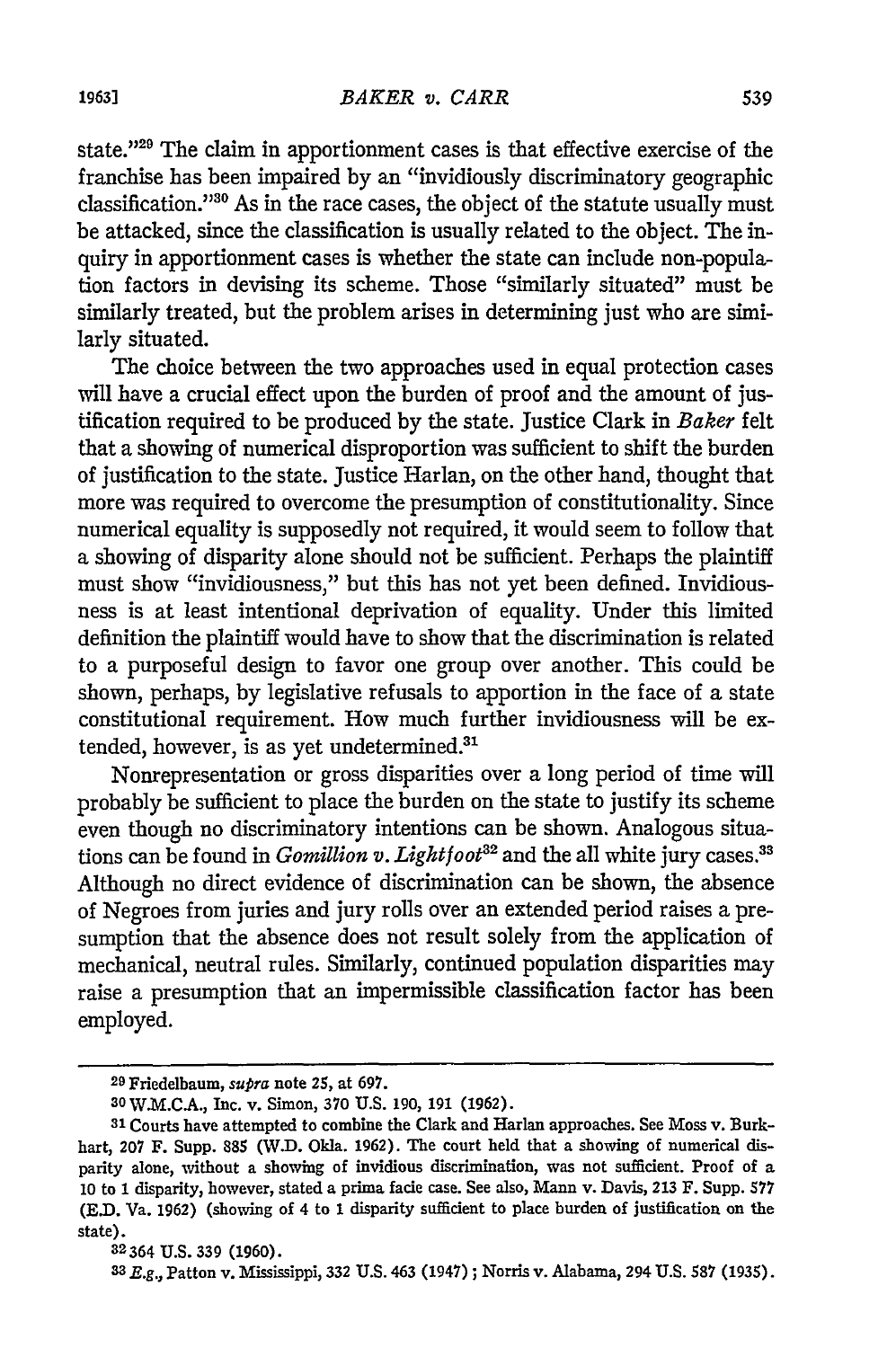state."[29] The claim in apportionment cases is that effective exercise of the franchise has been impaired by an "invidiously discriminatory geographic classification."[30] As in the race cases, the object of the statute usually must be attacked, since the classification is usually related to the object. The inquiry in apportionment cases is whether the state can include non-population factors in devising its scheme. Those "similarly situated" must be similarly treated, but the problem arises in determining just who are similarly situated.

The choice between the two approaches used in equal protection cases will have a crucial effect upon the burden of proof and the amount of justification required to be produced by the state. Justice Clark in *Baker* felt that a showing of numerical disproportion was sufficient to shift the burden of justification to the state. Justice Harlan, on the other hand, thought that more was required to overcome the presumption of constitutionality. Since numerical equality is supposedly not required, it would seem to follow that a showing of disparity alone should not be sufficient. Perhaps the plaintiff must show "invidiousness," but this has not yet been defined. Invidiousness is at least intentional deprivation of equality. Under this limited definition the plaintiff would have to show that the discrimination is related to a purposeful design to favor one group over another. This could be shown, perhaps, by legislative refusals to apportion in the face of a state constitutional requirement. How much further invidiousness will be extended, however, is as yet undetermined.[31]

Nonrepresentation or gross disparities over a long period of time will probably be sufficient to place the burden on the state to justify its scheme even though no discriminatory intentions can be shown. Analogous situations can be found in *Gomillion v. Lightfoot*[32] and the all white jury cases.[33] Although no direct evidence of discrimination can be shown, the absence of Negroes from juries and jury rolls over an extended period raises a presumption that the absence does not result solely from the application of mechanical, neutral rules. Similarly, continued population disparities may raise a presumption that an impermissible classification factor has been employed.

---

[29] Friedelbaum, *supra* note 25, at 697.

[30] W.M.C.A., Inc. v. Simon, 370 U.S. 190, 191 (1962).

[31] Courts have attempted to combine the Clark and Harlan approaches. See Moss v. Burkhart, 207 F. Supp. 885 (W.D. Okla. 1962). The court held that a showing of numerical disparity alone, without a showing of invidious discrimination, was not sufficient. Proof of a 10 to 1 disparity, however, stated a prima facie case. See also, Mann v. Davis, 213 F. Supp. 577 (E.D. Va. 1962) (showing of 4 to 1 disparity sufficient to place burden of justification on the state).

[32] 364 U.S. 339 (1960).

[33] *E.g.*, Patton v. Mississippi, 332 U.S. 463 (1947); Norris v. Alabama, 294 U.S. 587 (1935).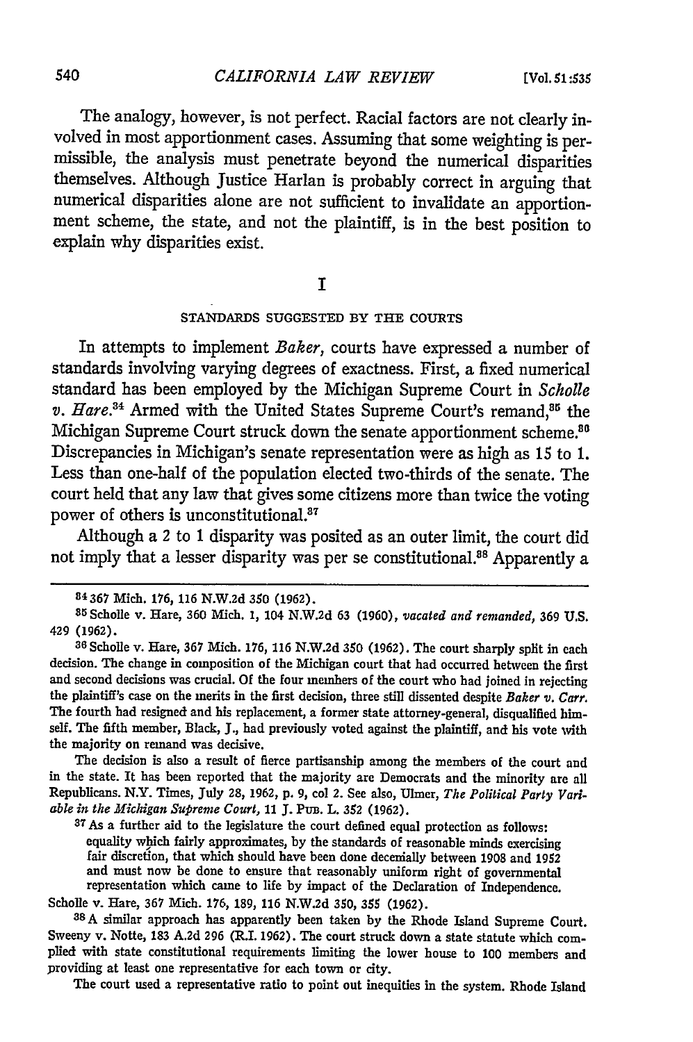The analogy, however, is not perfect. Racial factors are not clearly involved in most apportionment cases. Assuming that some weighting is permissible, the analysis must penetrate beyond the numerical disparities themselves. Although Justice Harlan is probably correct in arguing that numerical disparities alone are not sufficient to invalidate an apportionment scheme, the state, and not the plaintiff, is in the best position to explain why disparities exist.

# I

## STANDARDS SUGGESTED BY THE COURTS

In attempts to implement *Baker*, courts have expressed a number of standards involving varying degrees of exactness. First, a fixed numerical standard has been employed by the Michigan Supreme Court in *Scholle v. Hare*.[34] Armed with the United States Supreme Court's remand,[35] the Michigan Supreme Court struck down the senate apportionment scheme.[36] Discrepancies in Michigan's senate representation were as high as 15 to 1. Less than one-half of the population elected two-thirds of the senate. The court held that any law that gives some citizens more than twice the voting power of others is unconstitutional.[37]

Although a 2 to 1 disparity was posited as an outer limit, the court did not imply that a lesser disparity was per se constitutional.[38] Apparently a

---

[34] 367 Mich. 176, 116 N.W.2d 350 (1962).

[35] Scholle v. Hare, 360 Mich. 1, 104 N.W.2d 63 (1960), *vacated and remanded*, 369 U.S. 429 (1962).

[36] Scholle v. Hare, 367 Mich. 176, 116 N.W.2d 350 (1962). The court sharply split in each decision. The change in composition of the Michigan court that had occurred between the first and second decisions was crucial. Of the four members of the court who had joined in rejecting the plaintiff's case on the merits in the first decision, three still dissented despite *Baker v. Carr*. The fourth had resigned and his replacement, a former state attorney-general, disqualified himself. The fifth member, Black, J., had previously voted against the plaintiff, and his vote with the majority on remand was decisive.

The decision is also a result of fierce partisanship among the members of the court and in the state. It has been reported that the majority are Democrats and the minority are all Republicans. N.Y. Times, July 28, 1962, p. 9, col 2. See also, Ulmer, *The Political Party Variable in the Michigan Supreme Court*, 11 J. PUB. L. 352 (1962).

[37] As a further aid to the legislature the court defined equal protection as follows:

> equality which fairly approximates, by the standards of reasonable minds exercising fair discretion, that which should have been done decenially between 1908 and 1952 and must now be done to ensure that reasonably uniform right of governmental representation which came to life by impact of the Declaration of Independence.

Scholle v. Hare, 367 Mich. 176, 189, 116 N.W.2d 350, 355 (1962).

[38] A similar approach has apparently been taken by the Rhode Island Supreme Court. Sweeny v. Notte, 183 A.2d 296 (R.I. 1962). The court struck down a state statute which complied with state constitutional requirements limiting the lower house to 100 members and providing at least one representative for each town or city.

The court used a representative ratio to point out inequities in the system. Rhode Island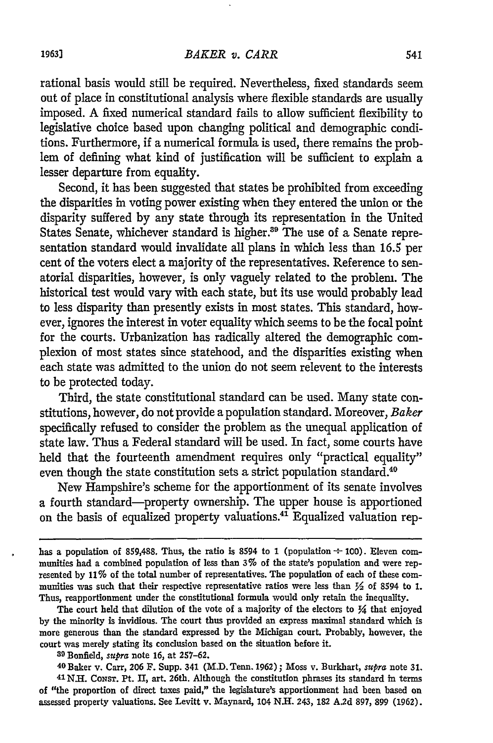rational basis would still be required. Nevertheless, fixed standards seem out of place in constitutional analysis where flexible standards are usually imposed. A fixed numerical standard fails to allow sufficient flexibility to legislative choice based upon changing political and demographic conditions. Furthermore, if a numerical formula is used, there remains the problem of defining what kind of justification will be sufficient to explain a lesser departure from equality.

Second, it has been suggested that states be prohibited from exceeding the disparities in voting power existing when they entered the union or the disparity suffered by any state through its representation in the United States Senate, whichever standard is higher.[39] The use of a Senate representation standard would invalidate all plans in which less than 16.5 per cent of the voters elect a majority of the representatives. Reference to senatorial disparities, however, is only vaguely related to the problem. The historical test would vary with each state, but its use would probably lead to less disparity than presently exists in most states. This standard, however, ignores the interest in voter equality which seems to be the focal point for the courts. Urbanization has radically altered the demographic complexion of most states since statehood, and the disparities existing when each state was admitted to the union do not seem relevent to the interests to be protected today.

Third, the state constitutional standard can be used. Many state constitutions, however, do not provide a population standard. Moreover, *Baker* specifically refused to consider the problem as the unequal application of state law. Thus a Federal standard will be used. In fact, some courts have held that the fourteenth amendment requires only "practical equality" even though the state constitution sets a strict population standard.[40]

New Hampshire's scheme for the apportionment of its senate involves a fourth standard—property ownership. The upper house is apportioned on the basis of equalized property valuations.[41] Equalized valuation rep-

---

has a population of 859,488. Thus, the ratio is 8594 to 1 (population ÷ 100). Eleven communities had a combined population of less than 3% of the state's population and were represented by 11% of the total number of representatives. The population of each of these communities was such that their respective representative ratios were less than ½ of 8594 to 1. Thus, reapportionment under the constitutional formula would only retain the inequality.

The court held that dilution of the vote of a majority of the electors to ¼ that enjoyed by the minority is invidious. The court thus provided an express maximal standard which is more generous than the standard expressed by the Michigan court. Probably, however, the court was merely stating its conclusion based on the situation before it.

[39] Bonfield, *supra* note 16, at 257-62.

[40] Baker v. Carr, 206 F. Supp. 341 (M.D. Tenn. 1962); Moss v. Burkhart, *supra* note 31.

[41] N.H. Const. Pt. II, art. 26th. Although the constitution phrases its standard in terms of "the proportion of direct taxes paid," the legislature's apportionment had been based on assessed property valuations. See Levitt v. Maynard, 104 N.H. 243, 182 A.2d 897, 899 (1962).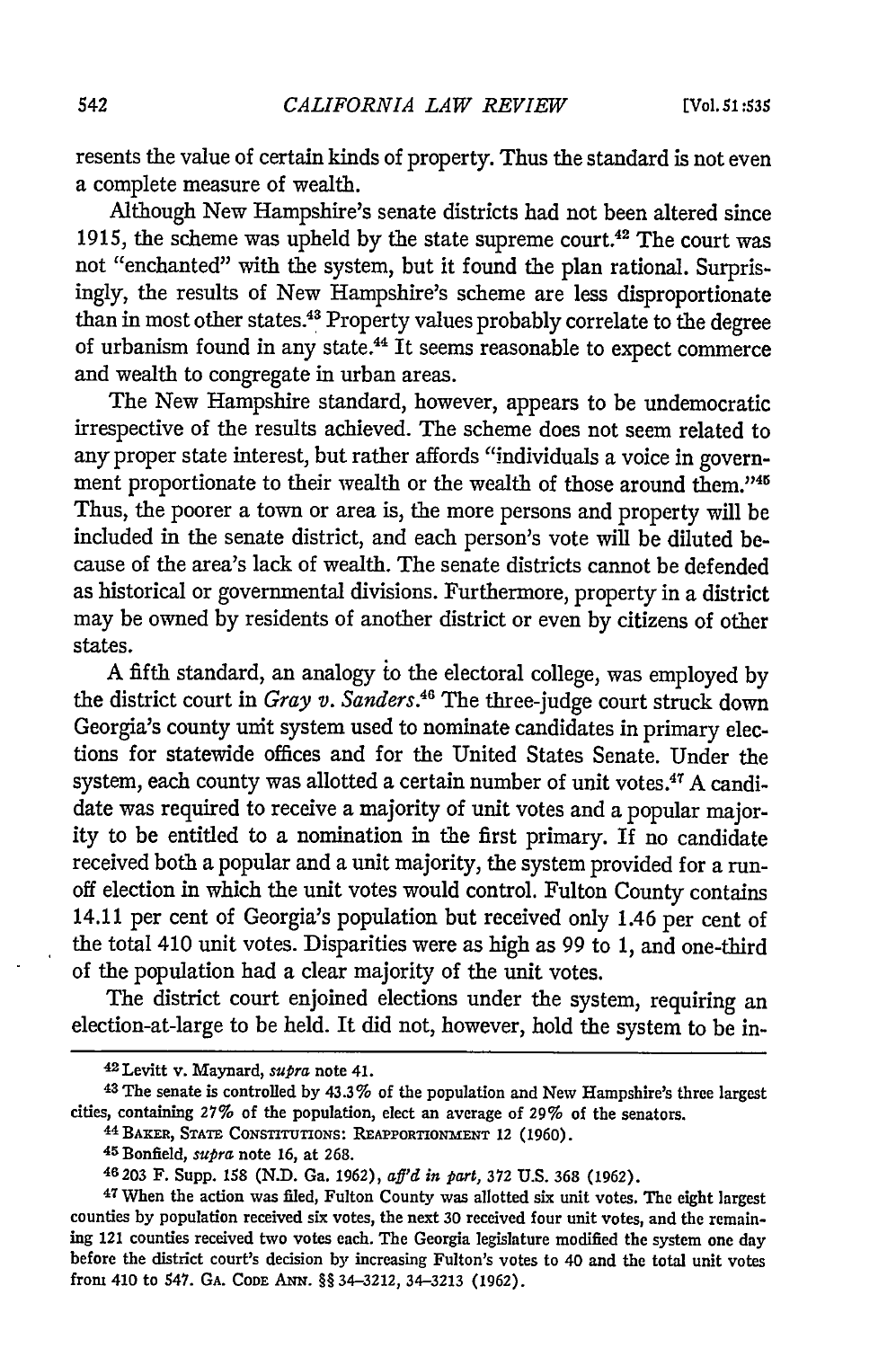resents the value of certain kinds of property. Thus the standard is not even a complete measure of wealth.

Although New Hampshire's senate districts had not been altered since 1915, the scheme was upheld by the state supreme court.[42] The court was not "enchanted" with the system, but it found the plan rational. Surprisingly, the results of New Hampshire's scheme are less disproportionate than in most other states.[43] Property values probably correlate to the degree of urbanism found in any state.[44] It seems reasonable to expect commerce and wealth to congregate in urban areas.

The New Hampshire standard, however, appears to be undemocratic irrespective of the results achieved. The scheme does not seem related to any proper state interest, but rather affords "individuals a voice in government proportionate to their wealth or the wealth of those around them."[45] Thus, the poorer a town or area is, the more persons and property will be included in the senate district, and each person's vote will be diluted because of the area's lack of wealth. The senate districts cannot be defended as historical or governmental divisions. Furthermore, property in a district may be owned by residents of another district or even by citizens of other states.

A fifth standard, an analogy to the electoral college, was employed by the district court in *Gray v. Sanders*.[46] The three-judge court struck down Georgia's county unit system used to nominate candidates in primary elections for statewide offices and for the United States Senate. Under the system, each county was allotted a certain number of unit votes.[47] A candidate was required to receive a majority of unit votes and a popular majority to be entitled to a nomination in the first primary. If no candidate received both a popular and a unit majority, the system provided for a run-off election in which the unit votes would control. Fulton County contains 14.11 per cent of Georgia's population but received only 1.46 per cent of the total 410 unit votes. Disparities were as high as 99 to 1, and one-third of the population had a clear majority of the unit votes.

The district court enjoined elections under the system, requiring an election-at-large to be held. It did not, however, hold the system to be in-

---

[42] Levitt v. Maynard, *supra* note 41.

[43] The senate is controlled by 43.3% of the population and New Hampshire's three largest cities, containing 27% of the population, elect an average of 29% of the senators.

[44] BAKER, STATE CONSTITUTIONS: REAPPORTIONMENT 12 (1960).

[45] Bonfield, *supra* note 16, at 268.

[46] 203 F. Supp. 158 (N.D. Ga. 1962), *aff'd in part*, 372 U.S. 368 (1962).

[47] When the action was filed, Fulton County was allotted six unit votes. The eight largest counties by population received six votes, the next 30 received four unit votes, and the remaining 121 counties received two votes each. The Georgia legislature modified the system one day before the district court's decision by increasing Fulton's votes to 40 and the total unit votes from 410 to 547. GA. CODE ANN. §§ 34–3212, 34–3213 (1962).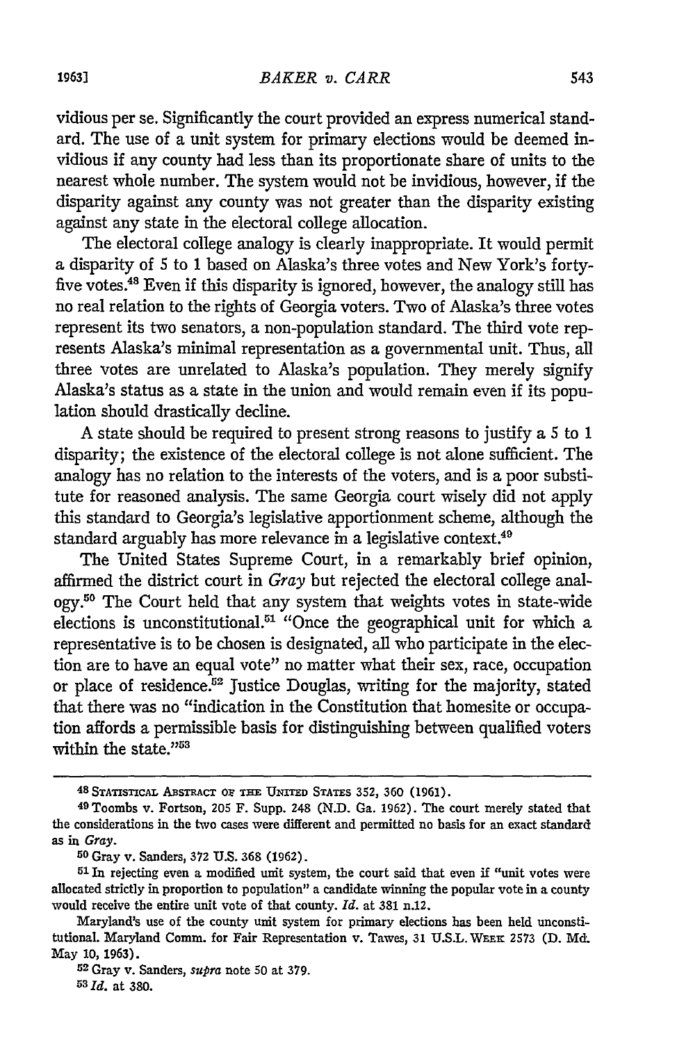vidious per se. Significantly the court provided an express numerical standard. The use of a unit system for primary elections would be deemed invidious if any county had less than its proportionate share of units to the nearest whole number. The system would not be invidious, however, if the disparity against any county was not greater than the disparity existing against any state in the electoral college allocation.

The electoral college analogy is clearly inappropriate. It would permit a disparity of 5 to 1 based on Alaska's three votes and New York's forty-five votes.[48] Even if this disparity is ignored, however, the analogy still has no real relation to the rights of Georgia voters. Two of Alaska's three votes represent its two senators, a non-population standard. The third vote represents Alaska's minimal representation as a governmental unit. Thus, all three votes are unrelated to Alaska's population. They merely signify Alaska's status as a state in the union and would remain even if its population should drastically decline.

A state should be required to present strong reasons to justify a 5 to 1 disparity; the existence of the electoral college is not alone sufficient. The analogy has no relation to the interests of the voters, and is a poor substitute for reasoned analysis. The same Georgia court wisely did not apply this standard to Georgia's legislative apportionment scheme, although the standard arguably has more relevance in a legislative context.[49]

The United States Supreme Court, in a remarkably brief opinion, affirmed the district court in *Gray* but rejected the electoral college analogy.[50] The Court held that any system that weights votes in state-wide elections is unconstitutional.[51] "Once the geographical unit for which a representative is to be chosen is designated, all who participate in the election are to have an equal vote" no matter what their sex, race, occupation or place of residence.[52] Justice Douglas, writing for the majority, stated that there was no "indication in the Constitution that homesite or occupation affords a permissible basis for distinguishing between qualified voters within the state."[53]

---

[48] STATISTICAL ABSTRACT OF THE UNITED STATES 352, 360 (1961).

[49] Toombs v. Fortson, 205 F. Supp. 248 (N.D. Ga. 1962). The court merely stated that the considerations in the two cases were different and permitted no basis for an exact standard as in *Gray*.

[50] Gray v. Sanders, 372 U.S. 368 (1962).

[51] In rejecting even a modified unit system, the court said that even if "unit votes were allocated strictly in proportion to population" a candidate winning the popular vote in a county would receive the entire unit vote of that county. *Id.* at 381 n.12.

Maryland's use of the county unit system for primary elections has been held unconstitutional. Maryland Comm. for Fair Representation v. Tawes, 31 U.S.L. WEEK 2573 (D. Md. May 10, 1963).

[52] Gray v. Sanders, *supra* note 50 at 379.

[53] *Id.* at 380.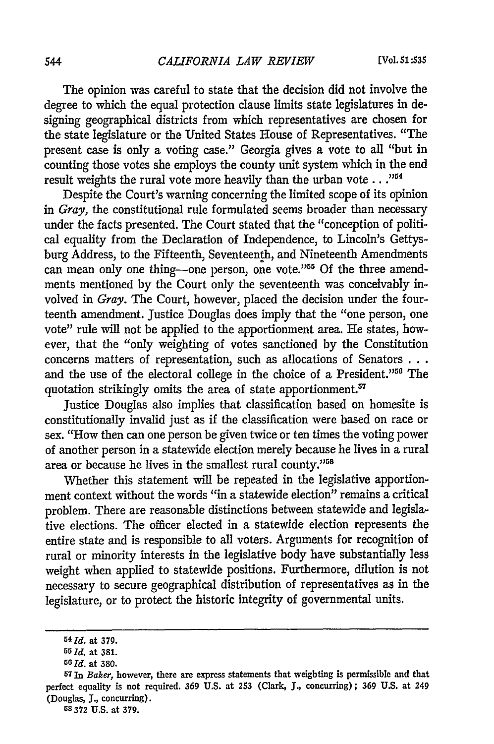The opinion was careful to state that the decision did not involve the degree to which the equal protection clause limits state legislatures in designing geographical districts from which representatives are chosen for the state legislature or the United States House of Representatives. "The present case is only a voting case." Georgia gives a vote to all "but in counting those votes she employs the county unit system which in the end result weights the rural vote more heavily than the urban vote . . ."[54]

Despite the Court's warning concerning the limited scope of its opinion in *Gray,* the constitutional rule formulated seems broader than necessary under the facts presented. The Court stated that the "conception of political equality from the Declaration of Independence, to Lincoln's Gettysburg Address, to the Fifteenth, Seventeenth, and Nineteenth Amendments can mean only one thing—one person, one vote."[55] Of the three amendments mentioned by the Court only the seventeenth was conceivably involved in *Gray.* The Court, however, placed the decision under the fourteenth amendment. Justice Douglas does imply that the "one person, one vote" rule will not be applied to the apportionment area. He states, however, that the "only weighting of votes sanctioned by the Constitution concerns matters of representation, such as allocations of Senators . . . and the use of the electoral college in the choice of a President."[56] The quotation strikingly omits the area of state apportionment.[57]

Justice Douglas also implies that classification based on homesite is constitutionally invalid just as if the classification were based on race or sex. "How then can one person be given twice or ten times the voting power of another person in a statewide election merely because he lives in a rural area or because he lives in the smallest rural county."[58]

Whether this statement will be repeated in the legislative apportionment context without the words "in a statewide election" remains a critical problem. There are reasonable distinctions between statewide and legislative elections. The officer elected in a statewide election represents the entire state and is responsible to all voters. Arguments for recognition of rural or minority interests in the legislative body have substantially less weight when applied to statewide positions. Furthermore, dilution is not necessary to secure geographical distribution of representatives as in the legislature, or to protect the historic integrity of governmental units.

---

[54] *Id.* at 379.

[55] *Id.* at 381.

[56] *Id.* at 380.

[57] In *Baker,* however, there are express statements that weighting is permissible and that perfect equality is not required. 369 U.S. at 253 (Clark, J., concurring); 369 U.S. at 249 (Douglas, J., concurring).

[58] 372 U.S. at 379.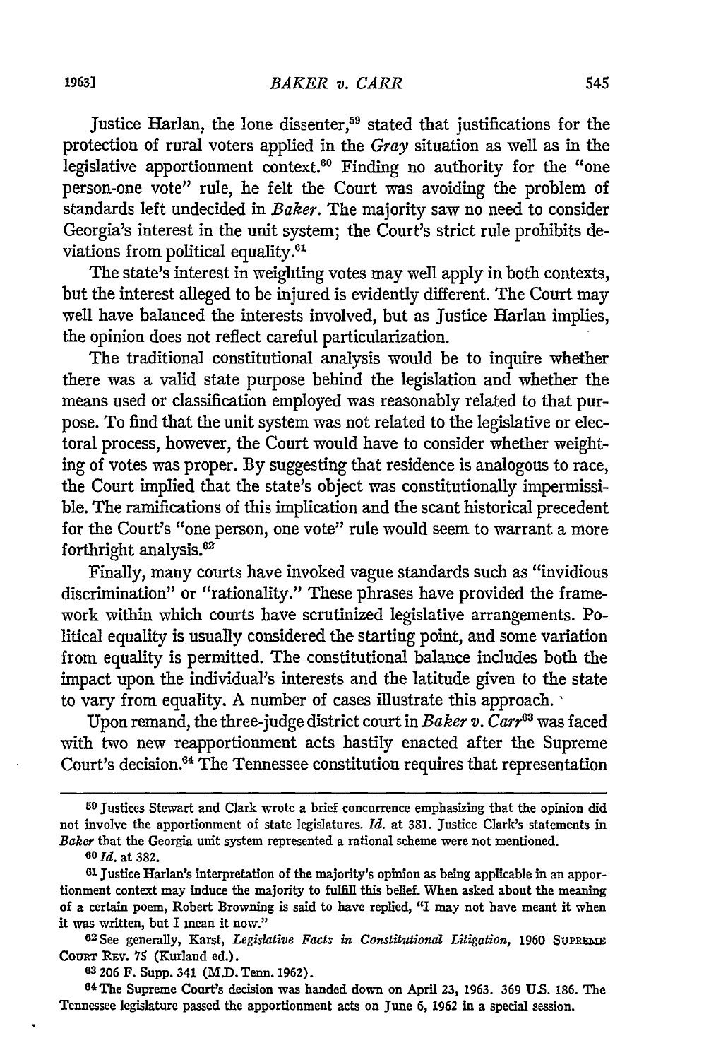Justice Harlan, the lone dissenter,[59] stated that justifications for the protection of rural voters applied in the *Gray* situation as well as in the legislative apportionment context.[60] Finding no authority for the "one person-one vote" rule, he felt the Court was avoiding the problem of standards left undecided in *Baker*. The majority saw no need to consider Georgia's interest in the unit system; the Court's strict rule prohibits deviations from political equality.[61]

The state's interest in weighting votes may well apply in both contexts, but the interest alleged to be injured is evidently different. The Court may well have balanced the interests involved, but as Justice Harlan implies, the opinion does not reflect careful particularization.

The traditional constitutional analysis would be to inquire whether there was a valid state purpose behind the legislation and whether the means used or classification employed was reasonably related to that purpose. To find that the unit system was not related to the legislative or electoral process, however, the Court would have to consider whether weighting of votes was proper. By suggesting that residence is analogous to race, the Court implied that the state's object was constitutionally impermissible. The ramifications of this implication and the scant historical precedent for the Court's "one person, one vote" rule would seem to warrant a more forthright analysis.[62]

Finally, many courts have invoked vague standards such as "invidious discrimination" or "rationality." These phrases have provided the framework within which courts have scrutinized legislative arrangements. Political equality is usually considered the starting point, and some variation from equality is permitted. The constitutional balance includes both the impact upon the individual's interests and the latitude given to the state to vary from equality. A number of cases illustrate this approach.

Upon remand, the three-judge district court in *Baker v. Carr*[63] was faced with two new reapportionment acts hastily enacted after the Supreme Court's decision.[64] The Tennessee constitution requires that representation

---

[59] Justices Stewart and Clark wrote a brief concurrence emphasizing that the opinion did not involve the apportionment of state legislatures. *Id.* at 381. Justice Clark's statements in *Baker* that the Georgia unit system represented a rational scheme were not mentioned.

[60] *Id.* at 382.

[61] Justice Harlan's interpretation of the majority's opinion as being applicable in an apportionment context may induce the majority to fulfill this belief. When asked about the meaning of a certain poem, Robert Browning is said to have replied, "I may not have meant it when it was written, but I mean it now."

[62] See generally, Karst, *Legislative Facts in Constitutional Litigation*, 1960 SUPREME COURT REV. 75 (Kurland ed.).

[63] 206 F. Supp. 341 (M.D. Tenn. 1962).

[64] The Supreme Court's decision was handed down on April 23, 1963. 369 U.S. 186. The Tennessee legislature passed the apportionment acts on June 6, 1962 in a special session.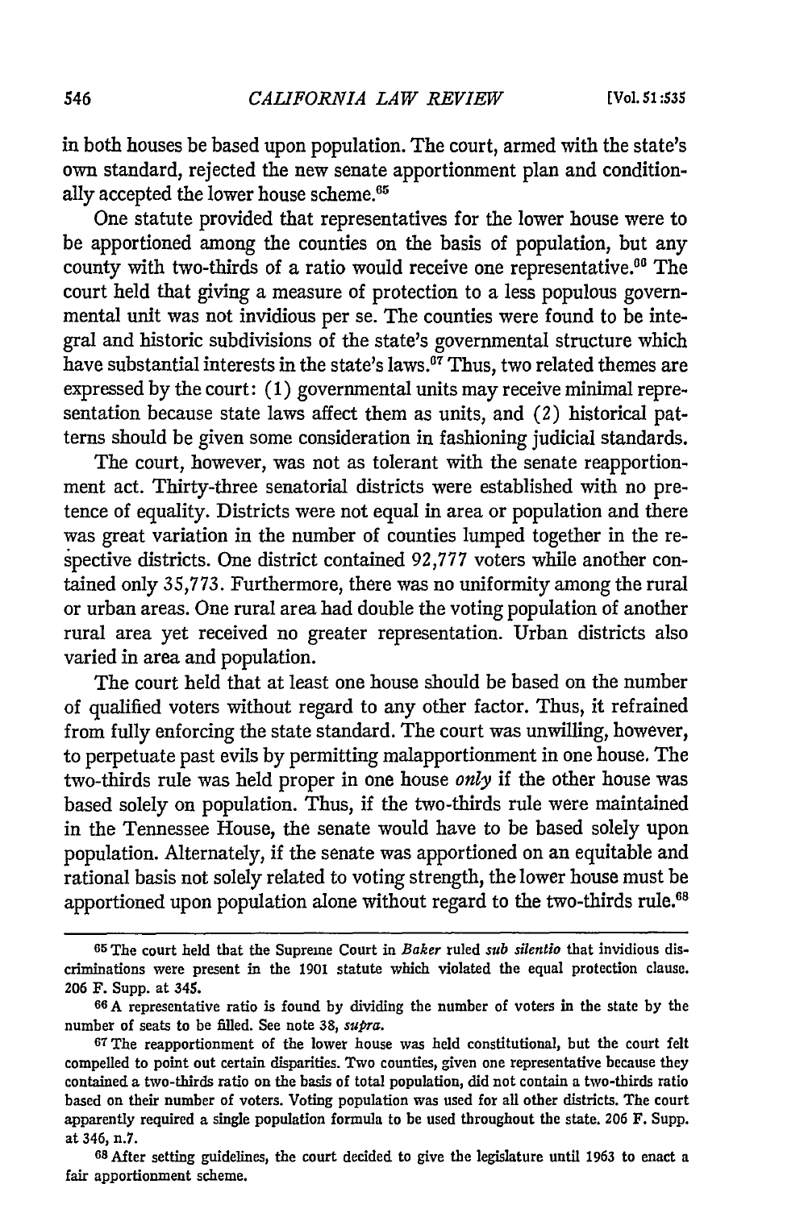in both houses be based upon population. The court, armed with the state's own standard, rejected the new senate apportionment plan and conditionally accepted the lower house scheme.[65]

One statute provided that representatives for the lower house were to be apportioned among the counties on the basis of population, but any county with two-thirds of a ratio would receive one representative.[66] The court held that giving a measure of protection to a less populous governmental unit was not invidious per se. The counties were found to be integral and historic subdivisions of the state's governmental structure which have substantial interests in the state's laws.[67] Thus, two related themes are expressed by the court: (1) governmental units may receive minimal representation because state laws affect them as units, and (2) historical patterns should be given some consideration in fashioning judicial standards.

The court, however, was not as tolerant with the senate reapportionment act. Thirty-three senatorial districts were established with no pretence of equality. Districts were not equal in area or population and there was great variation in the number of counties lumped together in the respective districts. One district contained 92,777 voters while another contained only 35,773. Furthermore, there was no uniformity among the rural or urban areas. One rural area had double the voting population of another rural area yet received no greater representation. Urban districts also varied in area and population.

The court held that at least one house should be based on the number of qualified voters without regard to any other factor. Thus, it refrained from fully enforcing the state standard. The court was unwilling, however, to perpetuate past evils by permitting malapportionment in one house. The two-thirds rule was held proper in one house *only* if the other house was based solely on population. Thus, if the two-thirds rule were maintained in the Tennessee House, the senate would have to be based solely upon population. Alternately, if the senate was apportioned on an equitable and rational basis not solely related to voting strength, the lower house must be apportioned upon population alone without regard to the two-thirds rule.[68]

---

[65] The court held that the Supreme Court in *Baker* ruled *sub silentio* that invidious discriminations were present in the 1901 statute which violated the equal protection clause. 206 F. Supp. at 345.

[66] A representative ratio is found by dividing the number of voters in the state by the number of seats to be filled. See note 38, *supra*.

[67] The reapportionment of the lower house was held constitutional, but the court felt compelled to point out certain disparities. Two counties, given one representative because they contained a two-thirds ratio on the basis of total population, did not contain a two-thirds ratio based on their number of voters. Voting population was used for all other districts. The court apparently required a single population formula to be used throughout the state. 206 F. Supp. at 346, n.7.

[68] After setting guidelines, the court decided to give the legislature until 1963 to enact a fair apportionment scheme.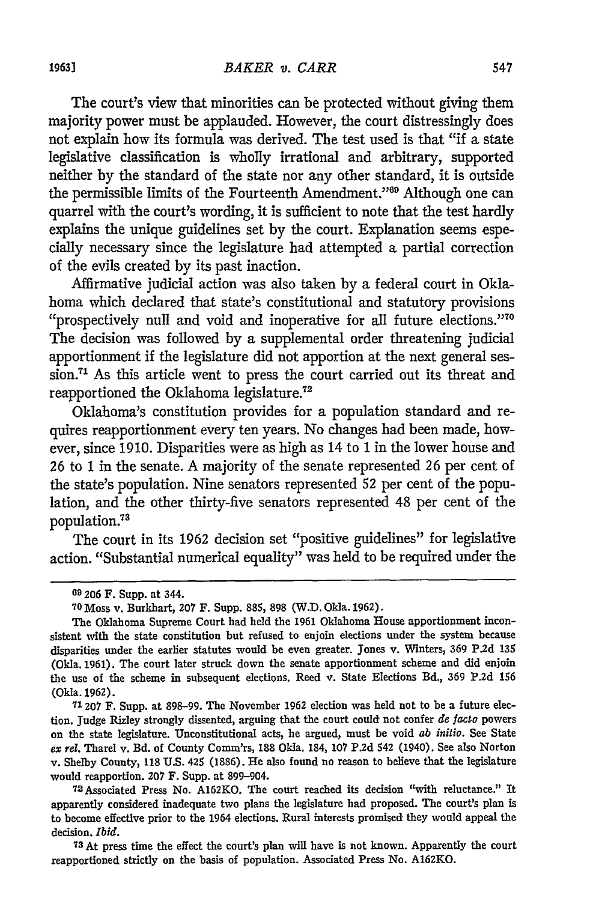The court's view that minorities can be protected without giving them majority power must be applauded. However, the court distressingly does not explain how its formula was derived. The test used is that "if a state legislative classification is wholly irrational and arbitrary, supported neither by the standard of the state nor any other standard, it is outside the permissible limits of the Fourteenth Amendment."[69] Although one can quarrel with the court's wording, it is sufficient to note that the test hardly explains the unique guidelines set by the court. Explanation seems especially necessary since the legislature had attempted a partial correction of the evils created by its past inaction.

Affirmative judicial action was also taken by a federal court in Oklahoma which declared that state's constitutional and statutory provisions "prospectively null and void and inoperative for all future elections."[70] The decision was followed by a supplemental order threatening judicial apportionment if the legislature did not apportion at the next general session.[71] As this article went to press the court carried out its threat and reapportioned the Oklahoma legislature.[72]

Oklahoma's constitution provides for a population standard and requires reapportionment every ten years. No changes had been made, however, since 1910. Disparities were as high as 14 to 1 in the lower house and 26 to 1 in the senate. A majority of the senate represented 26 per cent of the state's population. Nine senators represented 52 per cent of the population, and the other thirty-five senators represented 48 per cent of the population.[73]

The court in its 1962 decision set "positive guidelines" for legislative action. "Substantial numerical equality" was held to be required under the

---

[69] 206 F. Supp. at 344.

[70] Moss v. Burkhart, 207 F. Supp. 885, 898 (W.D. Okla. 1962).

The Oklahoma Supreme Court had held the 1961 Oklahoma House apportionment inconsistent with the state constitution but refused to enjoin elections under the system because disparities under the earlier statutes would be even greater. Jones v. Winters, 369 P.2d 135 (Okla. 1961). The court later struck down the senate apportionment scheme and did enjoin the use of the scheme in subsequent elections. Reed v. State Elections Bd., 369 P.2d 156 (Okla. 1962).

[71] 207 F. Supp. at 898–99. The November 1962 election was held not to be a future election. Judge Rizley strongly dissented, arguing that the court could not confer *de facto* powers on the state legislature. Unconstitutional acts, he argued, must be void *ab initio*. See State *ex rel.* Tharel v. Bd. of County Comm'rs, 188 Okla. 184, 107 P.2d 542 (1940). See also Norton v. Shelby County, 118 U.S. 425 (1886). He also found no reason to believe that the legislature would reapportion. 207 F. Supp. at 899–904.

[72] Associated Press No. A162KO. The court reached its decision "with reluctance." It apparently considered inadequate two plans the legislature had proposed. The court's plan is to become effective prior to the 1964 elections. Rural interests promised they would appeal the decision. *Ibid.*

[73] At press time the effect the court's plan will have is not known. Apparently the court reapportioned strictly on the basis of population. Associated Press No. A162KO.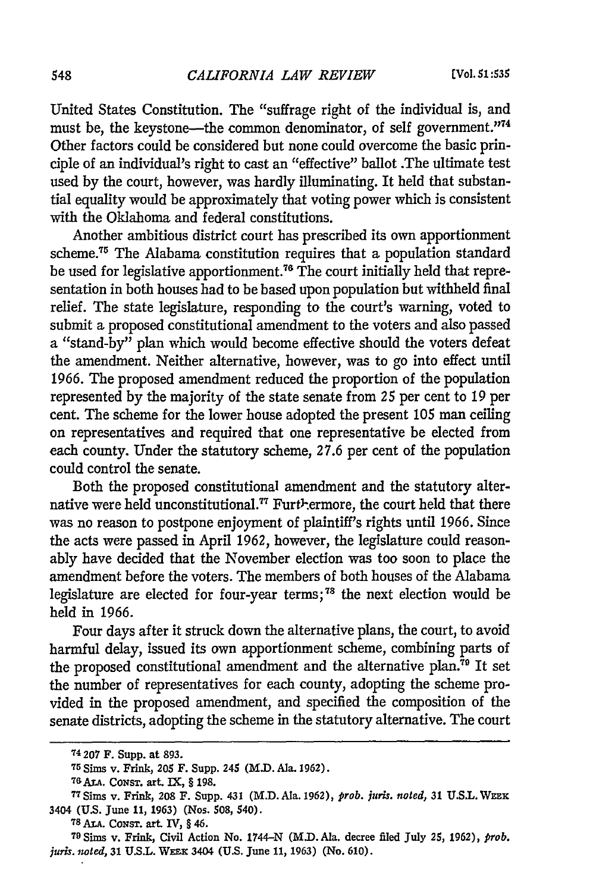United States Constitution. The "suffrage right of the individual is, and must be, the keystone—the common denominator, of self government."[74] Other factors could be considered but none could overcome the basic principle of an individual's right to cast an "effective" ballot .The ultimate test used by the court, however, was hardly illuminating. It held that substantial equality would be approximately that voting power which is consistent with the Oklahoma and federal constitutions.

Another ambitious district court has prescribed its own apportionment scheme.[75] The Alabama constitution requires that a population standard be used for legislative apportionment.[76] The court initially held that representation in both houses had to be based upon population but withheld final relief. The state legislature, responding to the court's warning, voted to submit a proposed constitutional amendment to the voters and also passed a "stand-by" plan which would become effective should the voters defeat the amendment. Neither alternative, however, was to go into effect until 1966. The proposed amendment reduced the proportion of the population represented by the majority of the state senate from 25 per cent to 19 per cent. The scheme for the lower house adopted the present 105 man ceiling on representatives and required that one representative be elected from each county. Under the statutory scheme, 27.6 per cent of the population could control the senate.

Both the proposed constitutional amendment and the statutory alternative were held unconstitutional.[77] Furthermore, the court held that there was no reason to postpone enjoyment of plaintiff's rights until 1966. Since the acts were passed in April 1962, however, the legislature could reasonably have decided that the November election was too soon to place the amendment before the voters. The members of both houses of the Alabama legislature are elected for four-year terms;[78] the next election would be held in 1966.

Four days after it struck down the alternative plans, the court, to avoid harmful delay, issued its own apportionment scheme, combining parts of the proposed constitutional amendment and the alternative plan.[79] It set the number of representatives for each county, adopting the scheme provided in the proposed amendment, and specified the composition of the senate districts, adopting the scheme in the statutory alternative. The court

---

[74] 207 F. Supp. at 893.

[75] Sims v. Frink, 205 F. Supp. 245 (M.D. Ala. 1962).

[76] ALA. CONST. art. IX, § 198.

[77] Sims v. Frink, 208 F. Supp. 431 (M.D. Ala. 1962), *prob. juris. noted*, 31 U.S.L. WEEK 3404 (U.S. June 11, 1963) (Nos. 508, 540).

[78] ALA. CONST. art. IV, § 46.

[79] Sims v. Frink, Civil Action No. 1744-N (M.D. Ala. decree filed July 25, 1962), *prob. juris. noted*, 31 U.S.L. WEEK 3404 (U.S. June 11, 1963) (No. 610).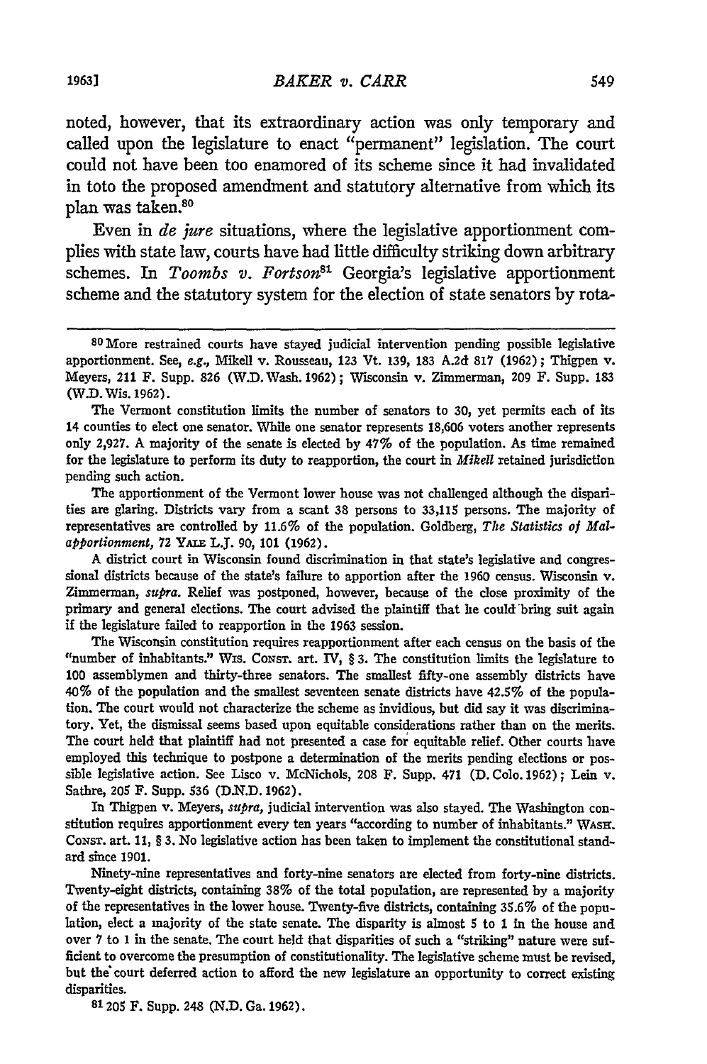noted, however, that its extraordinary action was only temporary and called upon the legislature to enact "permanent" legislation. The court could not have been too enamored of its scheme since it had invalidated in toto the proposed amendment and statutory alternative from which its plan was taken.[80]

Even in *de jure* situations, where the legislative apportionment complies with state law, courts have had little difficulty striking down arbitrary schemes. In *Toombs v. Fortson*[81] Georgia's legislative apportionment scheme and the statutory system for the election of state senators by rota-

---

[80] More restrained courts have stayed judicial intervention pending possible legislative apportionment. See, *e.g.*, Mikell v. Rousseau, 123 Vt. 139, 183 A.2d 817 (1962); Thigpen v. Meyers, 211 F. Supp. 826 (W.D. Wash. 1962); Wisconsin v. Zimmerman, 209 F. Supp. 183 (W.D. Wis. 1962).

The Vermont constitution limits the number of senators to 30, yet permits each of its 14 counties to elect one senator. While one senator represents 18,606 voters another represents only 2,927. A majority of the senate is elected by 47% of the population. As time remained for the legislature to perform its duty to reapportion, the court in *Mikell* retained jurisdiction pending such action.

The apportionment of the Vermont lower house was not challenged although the disparities are glaring. Districts vary from a scant 38 persons to 33,115 persons. The majority of representatives are controlled by 11.6% of the population. Goldberg, *The Statistics of Malapportionment*, 72 YALE L.J. 90, 101 (1962).

A district court in Wisconsin found discrimination in that state's legislative and congressional districts because of the state's failure to apportion after the 1960 census. Wisconsin v. Zimmerman, *supra*. Relief was postponed, however, because of the close proximity of the primary and general elections. The court advised the plaintiff that he could bring suit again if the legislature failed to reapportion in the 1963 session.

The Wisconsin constitution requires reapportionment after each census on the basis of the "number of inhabitants." WIS. CONST. art. IV, § 3. The constitution limits the legislature to 100 assemblymen and thirty-three senators. The smallest fifty-one assembly districts have 40% of the population and the smallest seventeen senate districts have 42.5% of the population. The court would not characterize the scheme as invidious, but did say it was discriminatory. Yet, the dismissal seems based upon equitable considerations rather than on the merits. The court held that plaintiff had not presented a case for equitable relief. Other courts have employed this technique to postpone a determination of the merits pending elections or possible legislative action. See Lisco v. McNichols, 208 F. Supp. 471 (D. Colo. 1962); Lein v. Sathre, 205 F. Supp. 536 (D.N.D. 1962).

In Thigpen v. Meyers, *supra*, judicial intervention was also stayed. The Washington constitution requires apportionment every ten years "according to number of inhabitants." WASH. CONST. art. 11, § 3. No legislative action has been taken to implement the constitutional standard since 1901.

Ninety-nine representatives and forty-nine senators are elected from forty-nine districts. Twenty-eight districts, containing 38% of the total population, are represented by a majority of the representatives in the lower house. Twenty-five districts, containing 35.6% of the population, elect a majority of the state senate. The disparity is almost 5 to 1 in the house and over 7 to 1 in the senate. The court held that disparities of such a "striking" nature were sufficient to overcome the presumption of constitutionality. The legislative scheme must be revised, but the court deferred action to afford the new legislature an opportunity to correct existing disparities.

[81] 205 F. Supp. 248 (N.D. Ga. 1962).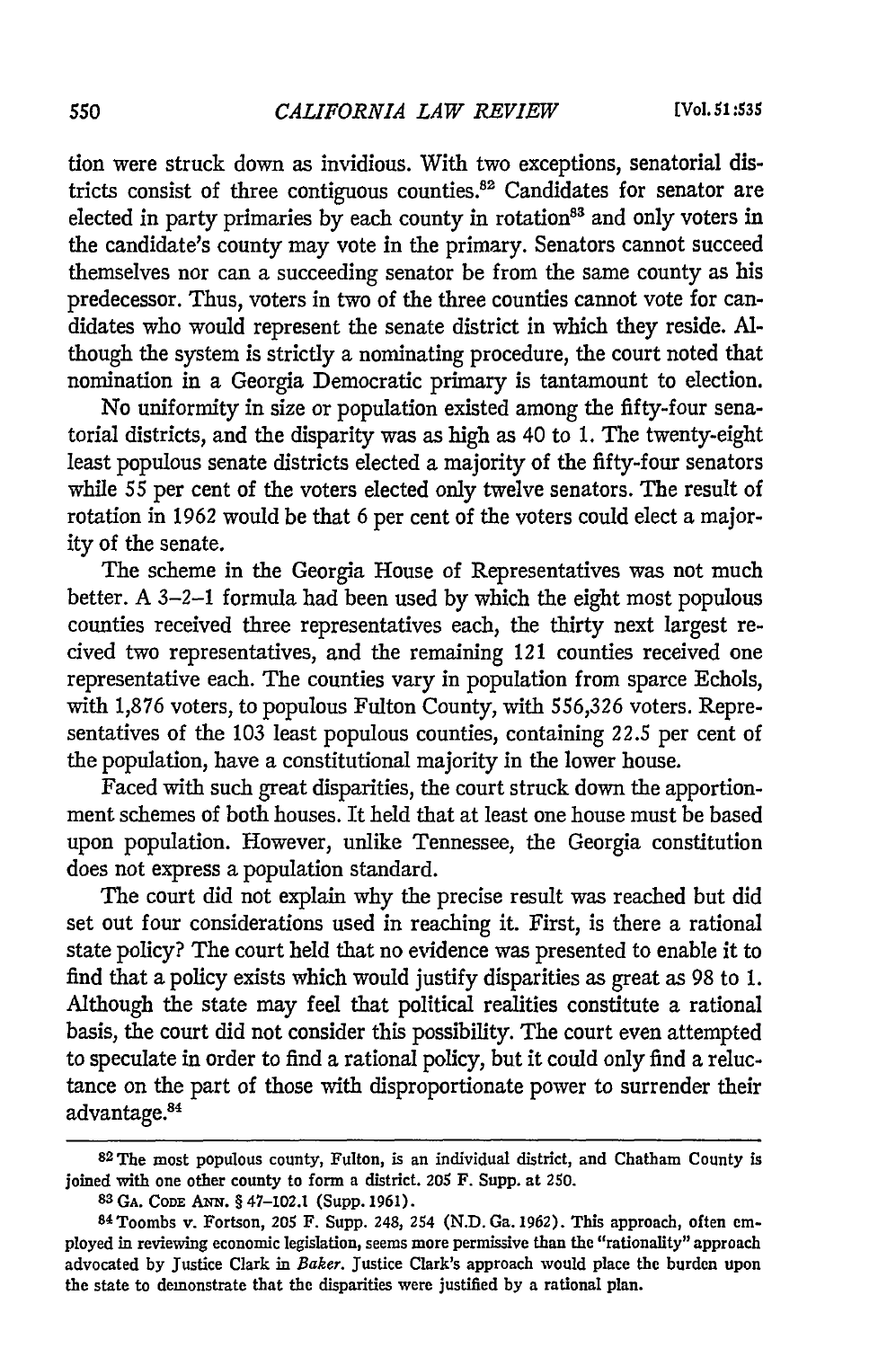tion were struck down as invidious. With two exceptions, senatorial districts consist of three contiguous counties.[82] Candidates for senator are elected in party primaries by each county in rotation[83] and only voters in the candidate's county may vote in the primary. Senators cannot succeed themselves nor can a succeeding senator be from the same county as his predecessor. Thus, voters in two of the three counties cannot vote for candidates who would represent the senate district in which they reside. Although the system is strictly a nominating procedure, the court noted that nomination in a Georgia Democratic primary is tantamount to election.

No uniformity in size or population existed among the fifty-four senatorial districts, and the disparity was as high as 40 to 1. The twenty-eight least populous senate districts elected a majority of the fifty-four senators while 55 per cent of the voters elected only twelve senators. The result of rotation in 1962 would be that 6 per cent of the voters could elect a majority of the senate.

The scheme in the Georgia House of Representatives was not much better. A 3–2–1 formula had been used by which the eight most populous counties received three representatives each, the thirty next largest recived two representatives, and the remaining 121 counties received one representative each. The counties vary in population from sparce Echols, with 1,876 voters, to populous Fulton County, with 556,326 voters. Representatives of the 103 least populous counties, containing 22.5 per cent of the population, have a constitutional majority in the lower house.

Faced with such great disparities, the court struck down the apportionment schemes of both houses. It held that at least one house must be based upon population. However, unlike Tennessee, the Georgia constitution does not express a population standard.

The court did not explain why the precise result was reached but did set out four considerations used in reaching it. First, is there a rational state policy? The court held that no evidence was presented to enable it to find that a policy exists which would justify disparities as great as 98 to 1. Although the state may feel that political realities constitute a rational basis, the court did not consider this possibility. The court even attempted to speculate in order to find a rational policy, but it could only find a reluctance on the part of those with disproportionate power to surrender their advantage.[84]

---

[82] The most populous county, Fulton, is an individual district, and Chatham County is joined with one other county to form a district. 205 F. Supp. at 250.

[83] GA. CODE ANN. § 47-102.1 (Supp. 1961).

[84] Toombs v. Fortson, 205 F. Supp. 248, 254 (N.D. Ga. 1962). This approach, often employed in reviewing economic legislation, seems more permissive than the "rationality" approach advocated by Justice Clark in *Baker*. Justice Clark's approach would place the burden upon the state to demonstrate that the disparities were justified by a rational plan.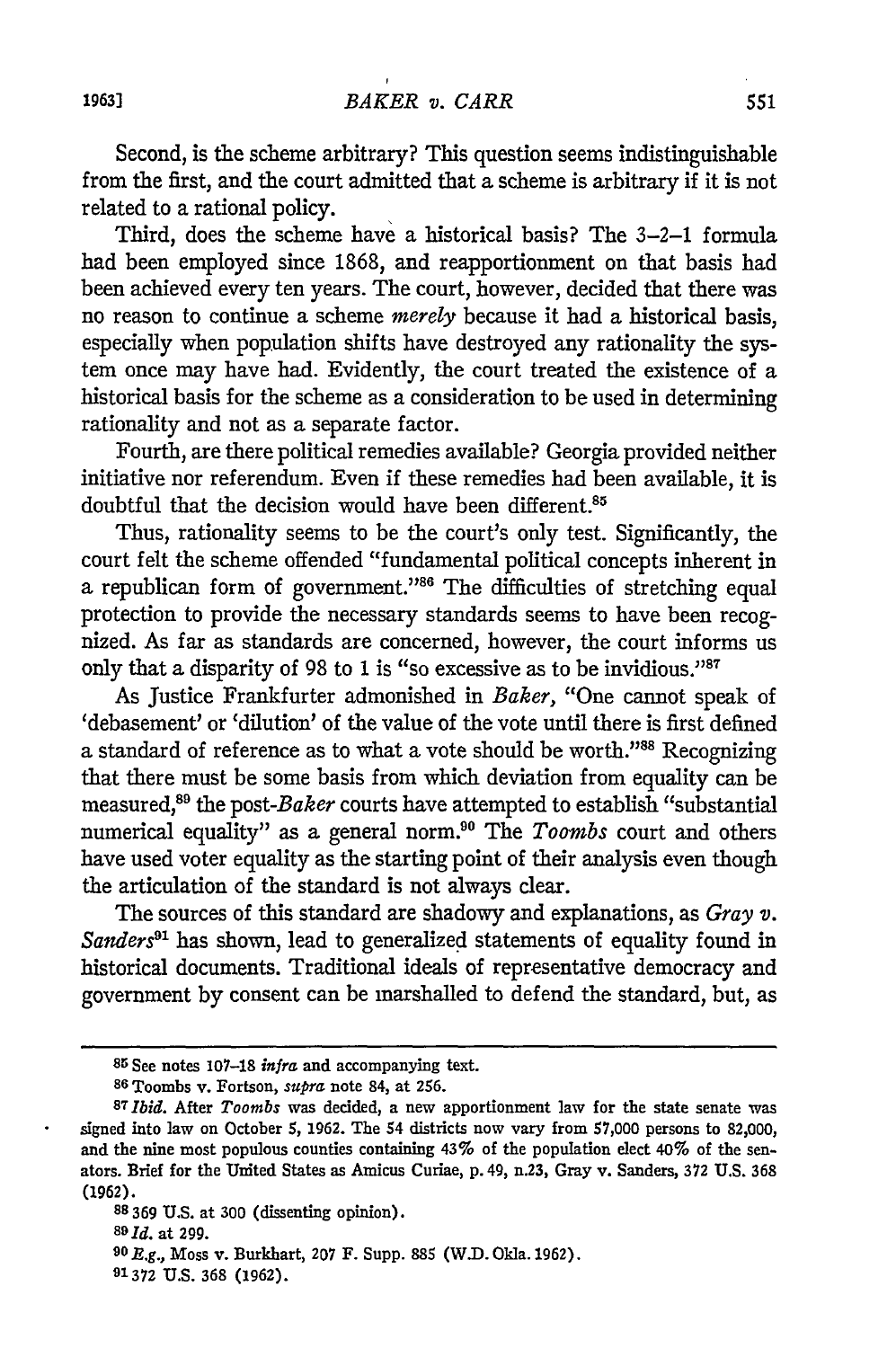Second, is the scheme arbitrary? This question seems indistinguishable from the first, and the court admitted that a scheme is arbitrary if it is not related to a rational policy.

Third, does the scheme have a historical basis? The 3–2–1 formula had been employed since 1868, and reapportionment on that basis had been achieved every ten years. The court, however, decided that there was no reason to continue a scheme *merely* because it had a historical basis, especially when population shifts have destroyed any rationality the system once may have had. Evidently, the court treated the existence of a historical basis for the scheme as a consideration to be used in determining rationality and not as a separate factor.

Fourth, are there political remedies available? Georgia provided neither initiative nor referendum. Even if these remedies had been available, it is doubtful that the decision would have been different.[85]

Thus, rationality seems to be the court's only test. Significantly, the court felt the scheme offended "fundamental political concepts inherent in a republican form of government."[86] The difficulties of stretching equal protection to provide the necessary standards seems to have been recognized. As far as standards are concerned, however, the court informs us only that a disparity of 98 to 1 is "so excessive as to be invidious."[87]

As Justice Frankfurter admonished in *Baker*, "One cannot speak of 'debasement' or 'dilution' of the value of the vote until there is first defined a standard of reference as to what a vote should be worth."[88] Recognizing that there must be some basis from which deviation from equality can be measured,[89] the post-*Baker* courts have attempted to establish "substantial numerical equality" as a general norm.[90] The *Toombs* court and others have used voter equality as the starting point of their analysis even though the articulation of the standard is not always clear.

The sources of this standard are shadowy and explanations, as *Gray v. Sanders*[91] has shown, lead to generalized statements of equality found in historical documents. Traditional ideals of representative democracy and government by consent can be marshalled to defend the standard, but, as

---

[85] See notes 107–18 *infra* and accompanying text.

[86] Toombs v. Fortson, *supra* note 84, at 256.

[87] *Ibid.* After *Toombs* was decided, a new apportionment law for the state senate was signed into law on October 5, 1962. The 54 districts now vary from 57,000 persons to 82,000, and the nine most populous counties containing 43% of the population elect 40% of the senators. Brief for the United States as Amicus Curiae, p. 49, n.23, Gray v. Sanders, 372 U.S. 368 (1962).

[88] 369 U.S. at 300 (dissenting opinion).

[89] *Id.* at 299.

[90] *E.g.*, Moss v. Burkhart, 207 F. Supp. 885 (W.D. Okla. 1962).

[91] 372 U.S. 368 (1962).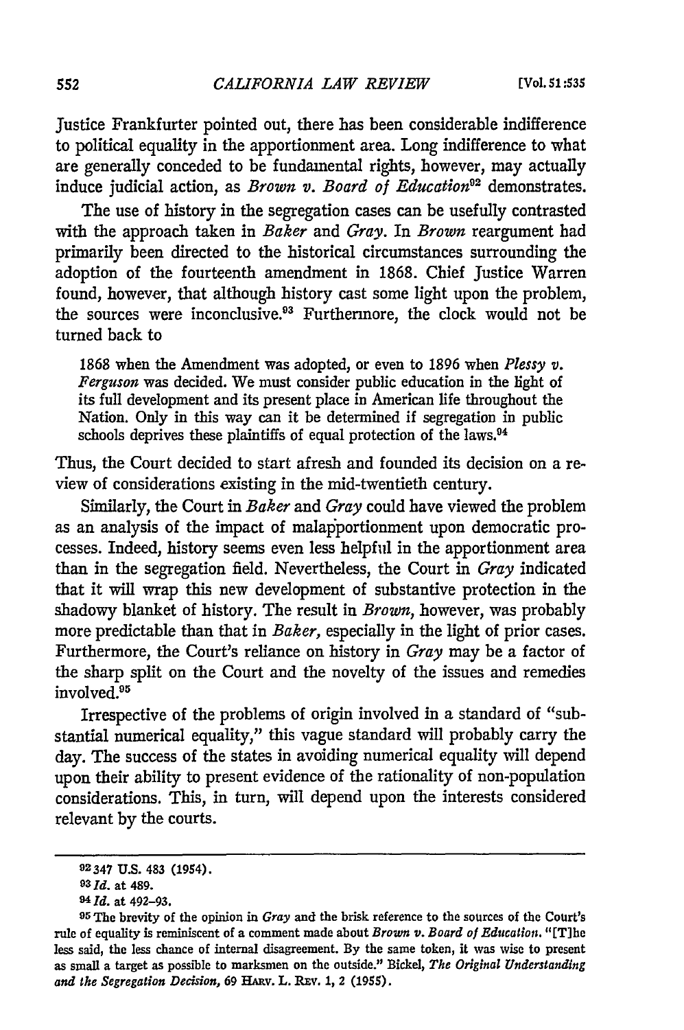Justice Frankfurter pointed out, there has been considerable indifference to political equality in the apportionment area. Long indifference to what are generally conceded to be fundamental rights, however, may actually induce judicial action, as *Brown v. Board of Education*[92] demonstrates.

The use of history in the segregation cases can be usefully contrasted with the approach taken in *Baker* and *Gray*. In *Brown* reargument had primarily been directed to the historical circumstances surrounding the adoption of the fourteenth amendment in 1868. Chief Justice Warren found, however, that although history cast some light upon the problem, the sources were inconclusive.[93] Furthermore, the clock would not be turned back to

> 1868 when the Amendment was adopted, or even to 1896 when *Plessy v. Ferguson* was decided. We must consider public education in the light of its full development and its present place in American life throughout the Nation. Only in this way can it be determined if segregation in public schools deprives these plaintiffs of equal protection of the laws.[94]

Thus, the Court decided to start afresh and founded its decision on a review of considerations existing in the mid-twentieth century.

Similarly, the Court in *Baker* and *Gray* could have viewed the problem as an analysis of the impact of malapportionment upon democratic processes. Indeed, history seems even less helpful in the apportionment area than in the segregation field. Nevertheless, the Court in *Gray* indicated that it will wrap this new development of substantive protection in the shadowy blanket of history. The result in *Brown*, however, was probably more predictable than that in *Baker*, especially in the light of prior cases. Furthermore, the Court's reliance on history in *Gray* may be a factor of the sharp split on the Court and the novelty of the issues and remedies involved.[95]

Irrespective of the problems of origin involved in a standard of "substantial numerical equality," this vague standard will probably carry the day. The success of the states in avoiding numerical equality will depend upon their ability to present evidence of the rationality of non-population considerations. This, in turn, will depend upon the interests considered relevant by the courts.

---

[92] 347 U.S. 483 (1954).

[93] *Id.* at 489.

[94] *Id.* at 492–93.

[95] The brevity of the opinion in *Gray* and the brisk reference to the sources of the Court's rule of equality is reminiscent of a comment made about *Brown v. Board of Education*. "[T]he less said, the less chance of internal disagreement. By the same token, it was wise to present as small a target as possible to marksmen on the outside." Bickel, *The Original Understanding and the Segregation Decision*, 69 HARV. L. REV. 1, 2 (1955).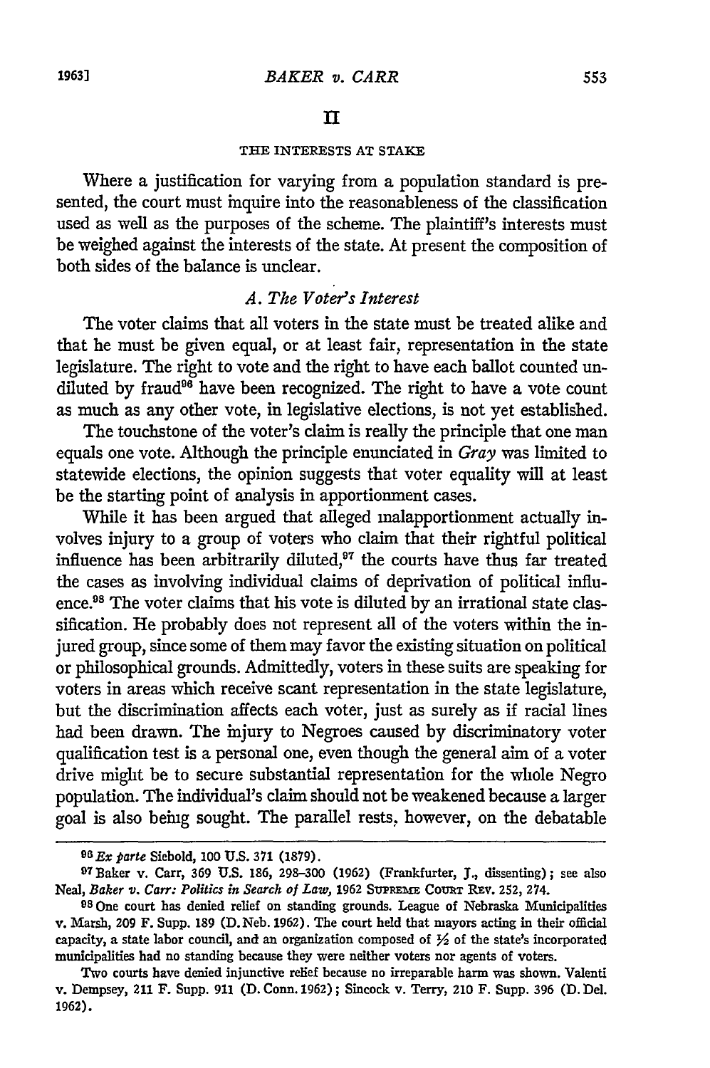## II

### THE INTERESTS AT STAKE

Where a justification for varying from a population standard is presented, the court must inquire into the reasonableness of the classification used as well as the purposes of the scheme. The plaintiff's interests must be weighed against the interests of the state. At present the composition of both sides of the balance is unclear.

### *A. The Voter's Interest*

The voter claims that all voters in the state must be treated alike and that he must be given equal, or at least fair, representation in the state legislature. The right to vote and the right to have each ballot counted undiluted by fraud[96] have been recognized. The right to have a vote count as much as any other vote, in legislative elections, is not yet established.

The touchstone of the voter's claim is really the principle that one man equals one vote. Although the principle enunciated in *Gray* was limited to statewide elections, the opinion suggests that voter equality will at least be the starting point of analysis in apportionment cases.

While it has been argued that alleged malapportionment actually involves injury to a group of voters who claim that their rightful political influence has been arbitrarily diluted,[97] the courts have thus far treated the cases as involving individual claims of deprivation of political influence.[98] The voter claims that his vote is diluted by an irrational state classification. He probably does not represent all of the voters within the injured group, since some of them may favor the existing situation on political or philosophical grounds. Admittedly, voters in these suits are speaking for voters in areas which receive scant representation in the state legislature, but the discrimination affects each voter, just as surely as if racial lines had been drawn. The injury to Negroes caused by discriminatory voter qualification test is a personal one, even though the general aim of a voter drive might be to secure substantial representation for the whole Negro population. The individual's claim should not be weakened because a larger goal is also being sought. The parallel rests, however, on the debatable

---

[96] *Ex parte* Siebold, 100 U.S. 371 (1879).

[97] Baker v. Carr, 369 U.S. 186, 298–300 (1962) (Frankfurter, J., dissenting); see also Neal, *Baker v. Carr: Politics in Search of Law*, 1962 SUPREME COURT REV. 252, 274.

[98] One court has denied relief on standing grounds. League of Nebraska Municipalities v. Marsh, 209 F. Supp. 189 (D. Neb. 1962). The court held that mayors acting in their official capacity, a state labor council, and an organization composed of ½ of the state's incorporated municipalities had no standing because they were neither voters nor agents of voters.

Two courts have denied injunctive relief because no irreparable harm was shown. Valenti v. Dempsey, 211 F. Supp. 911 (D. Conn. 1962); Sincock v. Terry, 210 F. Supp. 396 (D. Del. 1962).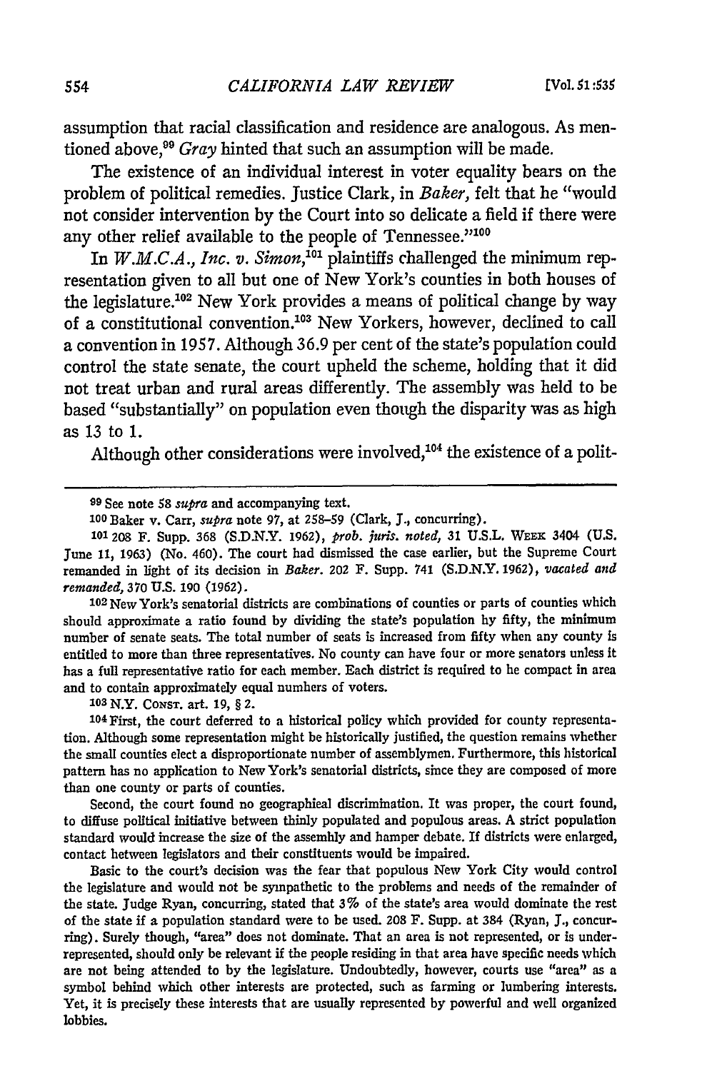assumption that racial classification and residence are analogous. As mentioned above,[99] *Gray* hinted that such an assumption will be made.

The existence of an individual interest in voter equality bears on the problem of political remedies. Justice Clark, in *Baker*, felt that he "would not consider intervention by the Court into so delicate a field if there were any other relief available to the people of Tennessee."[100]

In *W.M.C.A., Inc. v. Simon*,[101] plaintiffs challenged the minimum representation given to all but one of New York's counties in both houses of the legislature.[102] New York provides a means of political change by way of a constitutional convention.[103] New Yorkers, however, declined to call a convention in 1957. Although 36.9 per cent of the state's population could control the state senate, the court upheld the scheme, holding that it did not treat urban and rural areas differently. The assembly was held to be based "substantially" on population even though the disparity was as high as 13 to 1.

Although other considerations were involved,[104] the existence of a polit-

---

[99] See note 58 *supra* and accompanying text.

[100] Baker v. Carr, *supra* note 97, at 258–59 (Clark, J., concurring).

[101] 208 F. Supp. 368 (S.D.N.Y. 1962), *prob. juris. noted*, 31 U.S.L. Week 3404 (U.S. June 11, 1963) (No. 460). The court had dismissed the case earlier, but the Supreme Court remanded in light of its decision in *Baker*. 202 F. Supp. 741 (S.D.N.Y. 1962), *vacated and remanded*, 370 U.S. 190 (1962).

[102] New York's senatorial districts are combinations of counties or parts of counties which should approximate a ratio found by dividing the state's population by fifty, the minimum number of senate seats. The total number of seats is increased from fifty when any county is entitled to more than three representatives. No county can have four or more senators unless it has a full representative ratio for each member. Each district is required to be compact in area and to contain approximately equal numbers of voters.

[103] N.Y. Const. art. 19, § 2.

[104] First, the court deferred to a historical policy which provided for county representation. Although some representation might be historically justified, the question remains whether the small counties elect a disproportionate number of assemblymen. Furthermore, this historical pattern has no application to New York's senatorial districts, since they are composed of more than one county or parts of counties.

Second, the court found no geographical discrimination. It was proper, the court found, to diffuse political initiative between thinly populated and populous areas. A strict population standard would increase the size of the assembly and hamper debate. If districts were enlarged, contact between legislators and their constituents would be impaired.

Basic to the court's decision was the fear that populous New York City would control the legislature and would not be sympathetic to the problems and needs of the remainder of the state. Judge Ryan, concurring, stated that 3% of the state's area would dominate the rest of the state if a population standard were to be used. 208 F. Supp. at 384 (Ryan, J., concurring). Surely though, "area" does not dominate. That an area is not represented, or is underrepresented, should only be relevant if the people residing in that area have specific needs which are not being attended to by the legislature. Undoubtedly, however, courts use "area" as a symbol behind which other interests are protected, such as farming or lumbering interests. Yet, it is precisely these interests that are usually represented by powerful and well organized lobbies.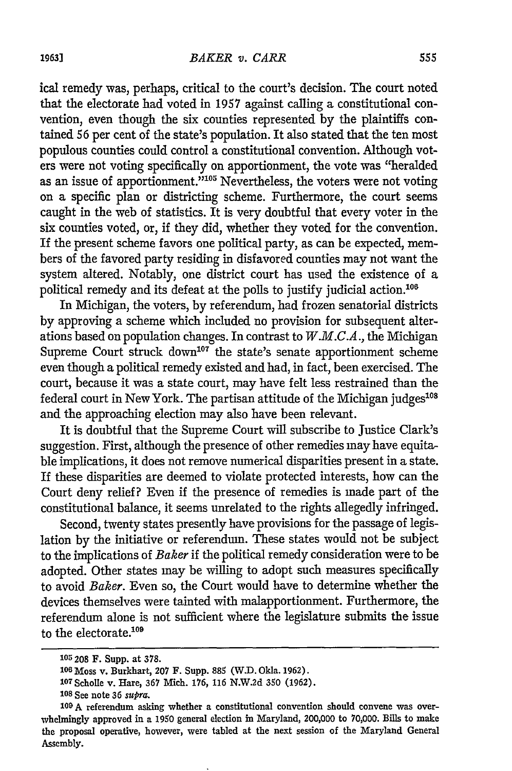ical remedy was, perhaps, critical to the court's decision. The court noted that the electorate had voted in 1957 against calling a constitutional convention, even though the six counties represented by the plaintiffs contained 56 per cent of the state's population. It also stated that the ten most populous counties could control a constitutional convention. Although voters were not voting specifically on apportionment, the vote was "heralded as an issue of apportionment."[105] Nevertheless, the voters were not voting on a specific plan or districting scheme. Furthermore, the court seems caught in the web of statistics. It is very doubtful that every voter in the six counties voted, or, if they did, whether they voted for the convention. If the present scheme favors one political party, as can be expected, members of the favored party residing in disfavored counties may not want the system altered. Notably, one district court has used the existence of a political remedy and its defeat at the polls to justify judicial action.[106]

In Michigan, the voters, by referendum, had frozen senatorial districts by approving a scheme which included no provision for subsequent alterations based on population changes. In contrast to *W.M.C.A.*, the Michigan Supreme Court struck down[107] the state's senate apportionment scheme even though a political remedy existed and had, in fact, been exercised. The court, because it was a state court, may have felt less restrained than the federal court in New York. The partisan attitude of the Michigan judges[108] and the approaching election may also have been relevant.

It is doubtful that the Supreme Court will subscribe to Justice Clark's suggestion. First, although the presence of other remedies may have equitable implications, it does not remove numerical disparities present in a state. If these disparities are deemed to violate protected interests, how can the Court deny relief? Even if the presence of remedies is made part of the constitutional balance, it seems unrelated to the rights allegedly infringed.

Second, twenty states presently have provisions for the passage of legislation by the initiative or referendum. These states would not be subject to the implications of *Baker* if the political remedy consideration were to be adopted. Other states may be willing to adopt such measures specifically to avoid *Baker*. Even so, the Court would have to determine whether the devices themselves were tainted with malapportionment. Furthermore, the referendum alone is not sufficient where the legislature submits the issue to the electorate.[109]

---

[105] 208 F. Supp. at 378.

[106] Moss v. Burkhart, 207 F. Supp. 885 (W.D. Okla. 1962).

[107] Scholle v. Hare, 367 Mich. 176, 116 N.W.2d 350 (1962).

[108] See note 36 *supra*.

[109] A referendum asking whether a constitutional convention should convene was overwhelmingly approved in a 1950 general election in Maryland, 200,000 to 70,000. Bills to make the proposal operative, however, were tabled at the next session of the Maryland General Assembly.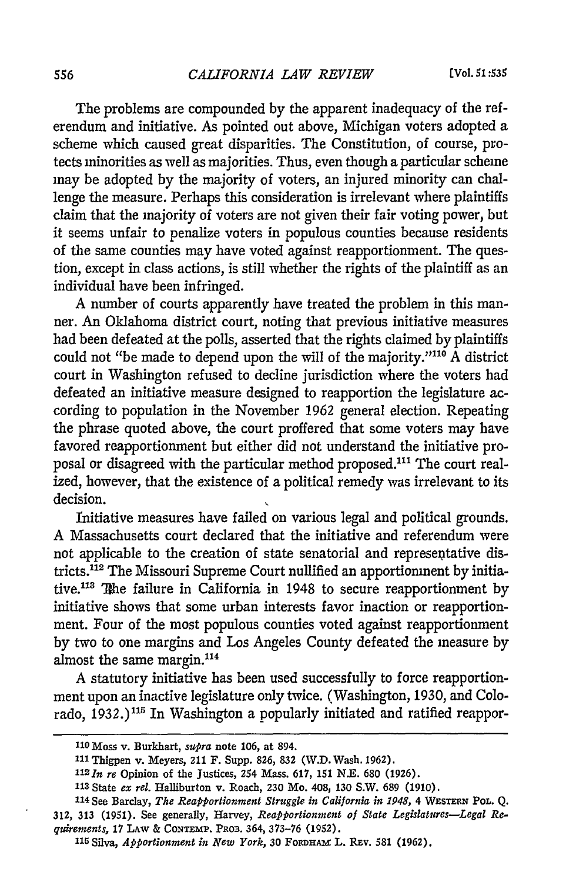The problems are compounded by the apparent inadequacy of the referendum and initiative. As pointed out above, Michigan voters adopted a scheme which caused great disparities. The Constitution, of course, protects minorities as well as majorities. Thus, even though a particular scheme may be adopted by the majority of voters, an injured minority can challenge the measure. Perhaps this consideration is irrelevant where plaintiffs claim that the majority of voters are not given their fair voting power, but it seems unfair to penalize voters in populous counties because residents of the same counties may have voted against reapportionment. The question, except in class actions, is still whether the rights of the plaintiff as an individual have been infringed.

A number of courts apparently have treated the problem in this manner. An Oklahoma district court, noting that previous initiative measures had been defeated at the polls, asserted that the rights claimed by plaintiffs could not "be made to depend upon the will of the majority."[110] A district court in Washington refused to decline jurisdiction where the voters had defeated an initiative measure designed to reapportion the legislature according to population in the November 1962 general election. Repeating the phrase quoted above, the court proffered that some voters may have favored reapportionment but either did not understand the initiative proposal or disagreed with the particular method proposed.[111] The court realized, however, that the existence of a political remedy was irrelevant to its decision.

Initiative measures have failed on various legal and political grounds. A Massachusetts court declared that the initiative and referendum were not applicable to the creation of state senatorial and representative districts.[112] The Missouri Supreme Court nullified an apportionment by initiative.[113] The failure in California in 1948 to secure reapportionment by initiative shows that some urban interests favor inaction or reapportionment. Four of the most populous counties voted against reapportionment by two to one margins and Los Angeles County defeated the measure by almost the same margin.[114]

A statutory initiative has been used successfully to force reapportionment upon an inactive legislature only twice. (Washington, 1930, and Colorado, 1932.)[115] In Washington a popularly initiated and ratified reappor-

---

[110] Moss v. Burkhart, *supra* note 106, at 894.

[111] Thigpen v. Meyers, 211 F. Supp. 826, 832 (W.D. Wash. 1962).

[112] *In re* Opinion of the Justices, 254 Mass. 617, 151 N.E. 680 (1926).

[113] State *ex rel.* Halliburton v. Roach, 230 Mo. 408, 130 S.W. 689 (1910).

[114] See Barclay, *The Reapportionment Struggle in California in 1948*, 4 WESTERN POL. Q. 312, 313 (1951). See generally, Harvey, *Reapportionment of State Legislatures—Legal Requirements*, 17 LAW & CONTEMP. PROB. 364, 373–76 (1952).

[115] Silva, *Apportionment in New York*, 30 FORDHAM L. REV. 581 (1962).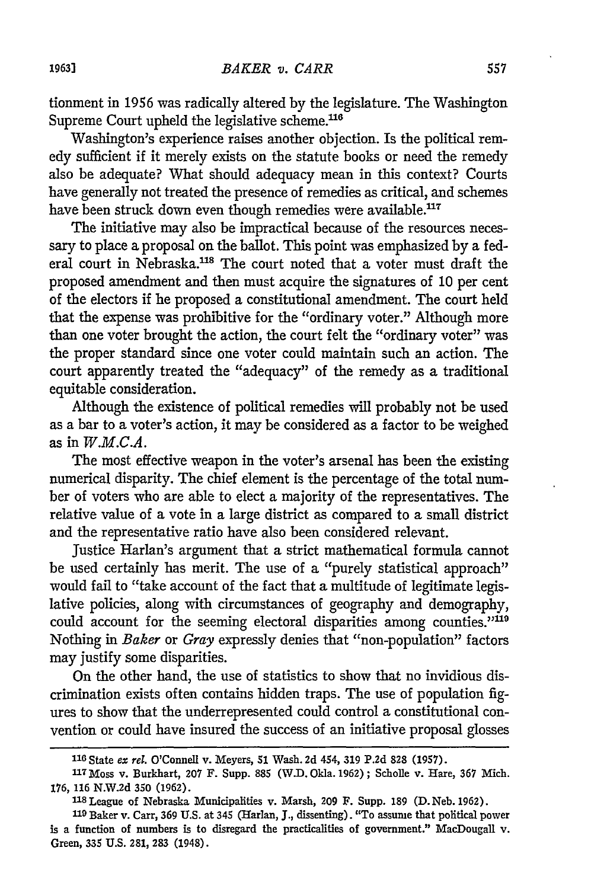tionment in 1956 was radically altered by the legislature. The Washington Supreme Court upheld the legislative scheme.[116]

Washington's experience raises another objection. Is the political remedy sufficient if it merely exists on the statute books or need the remedy also be adequate? What should adequacy mean in this context? Courts have generally not treated the presence of remedies as critical, and schemes have been struck down even though remedies were available.[117]

The initiative may also be impractical because of the resources necessary to place a proposal on the ballot. This point was emphasized by a federal court in Nebraska.[118] The court noted that a voter must draft the proposed amendment and then must acquire the signatures of 10 per cent of the electors if he proposed a constitutional amendment. The court held that the expense was prohibitive for the "ordinary voter." Although more than one voter brought the action, the court felt the "ordinary voter" was the proper standard since one voter could maintain such an action. The court apparently treated the "adequacy" of the remedy as a traditional equitable consideration.

Although the existence of political remedies will probably not be used as a bar to a voter's action, it may be considered as a factor to be weighed as in *W.M.C.A.*

The most effective weapon in the voter's arsenal has been the existing numerical disparity. The chief element is the percentage of the total number of voters who are able to elect a majority of the representatives. The relative value of a vote in a large district as compared to a small district and the representative ratio have also been considered relevant.

Justice Harlan's argument that a strict mathematical formula cannot be used certainly has merit. The use of a "purely statistical approach" would fail to "take account of the fact that a multitude of legitimate legislative policies, along with circumstances of geography and demography, could account for the seeming electoral disparities among counties."[119] Nothing in *Baker* or *Gray* expressly denies that "non-population" factors may justify some disparities.

On the other hand, the use of statistics to show that no invidious discrimination exists often contains hidden traps. The use of population figures to show that the underrepresented could control a constitutional convention or could have insured the success of an initiative proposal glosses

---

[116] State *ex rel.* O'Connell v. Meyers, 51 Wash. 2d 454, 319 P.2d 828 (1957).

[117] Moss v. Burkhart, 207 F. Supp. 885 (W.D. Okla. 1962); Scholle v. Hare, 367 Mich. 176, 116 N.W.2d 350 (1962).

[118] League of Nebraska Municipalities v. Marsh, 209 F. Supp. 189 (D. Neb. 1962).

[119] Baker v. Carr, 369 U.S. at 345 (Harlan, J., dissenting). "To assume that political power is a function of numbers is to disregard the practicalities of government." MacDougall v. Green, 335 U.S. 281, 283 (1948).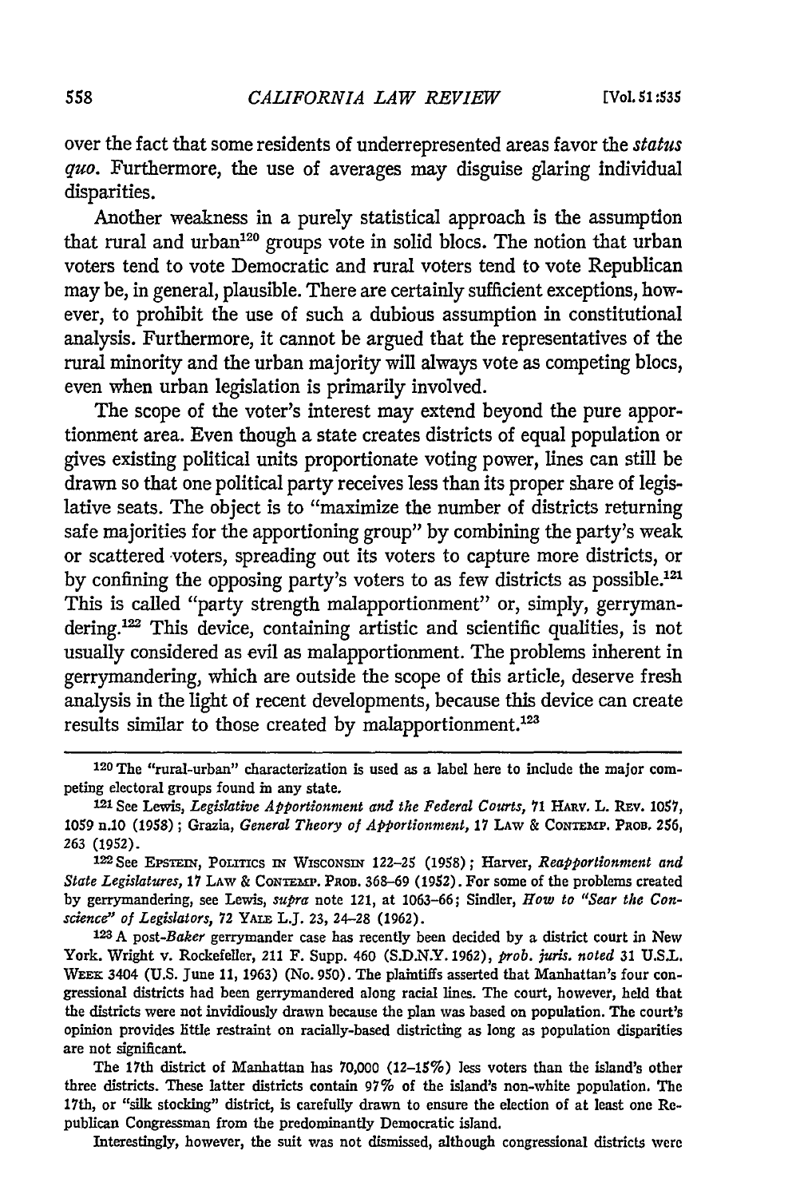over the fact that some residents of underrepresented areas favor the *status quo*. Furthermore, the use of averages may disguise glaring individual disparities.

Another weakness in a purely statistical approach is the assumption that rural and urban[120] groups vote in solid blocs. The notion that urban voters tend to vote Democratic and rural voters tend to vote Republican may be, in general, plausible. There are certainly sufficient exceptions, however, to prohibit the use of such a dubious assumption in constitutional analysis. Furthermore, it cannot be argued that the representatives of the rural minority and the urban majority will always vote as competing blocs, even when urban legislation is primarily involved.

The scope of the voter's interest may extend beyond the pure apportionment area. Even though a state creates districts of equal population or gives existing political units proportionate voting power, lines can still be drawn so that one political party receives less than its proper share of legislative seats. The object is to "maximize the number of districts returning safe majorities for the apportioning group" by combining the party's weak or scattered voters, spreading out its voters to capture more districts, or by confining the opposing party's voters to as few districts as possible.[121] This is called "party strength malapportionment" or, simply, gerrymandering.[122] This device, containing artistic and scientific qualities, is not usually considered as evil as malapportionment. The problems inherent in gerrymandering, which are outside the scope of this article, deserve fresh analysis in the light of recent developments, because this device can create results similar to those created by malapportionment.[123]

---

[120] The "rural-urban" characterization is used as a label here to include the major competing electoral groups found in any state.

[121] See Lewis, *Legislative Apportionment and the Federal Courts*, 71 HARV. L. REV. 1057, 1059 n.10 (1958); Grazia, *General Theory of Apportionment*, 17 LAW & CONTEMP. PROB. 256, 263 (1952).

[122] See EPSTEIN, POLITICS IN WISCONSIN 122–25 (1958); Harver, *Reapportionment and State Legislatures*, 17 LAW & CONTEMP. PROB. 368–69 (1952). For some of the problems created by gerrymandering, see Lewis, *supra* note 121, at 1063–66; Sindler, *How to "Sear the Conscience" of Legislators*, 72 YALE L.J. 23, 24–28 (1962).

[123] A post-*Baker* gerrymander case has recently been decided by a district court in New York. Wright v. Rockefeller, 211 F. Supp. 460 (S.D.N.Y. 1962), *prob. juris. noted* 31 U.S.L. WEEK 3404 (U.S. June 11, 1963) (No. 950). The plaintiffs asserted that Manhattan's four congressional districts had been gerrymandered along racial lines. The court, however, held that the districts were not invidiously drawn because the plan was based on population. The court's opinion provides little restraint on racially-based districting as long as population disparities are not significant.

The 17th district of Manhattan has 70,000 (12–15%) less voters than the island's other three districts. These latter districts contain 97% of the island's non-white population. The 17th, or "silk stocking" district, is carefully drawn to ensure the election of at least one Republican Congressman from the predominantly Democratic island.

Interestingly, however, the suit was not dismissed, although congressional districts were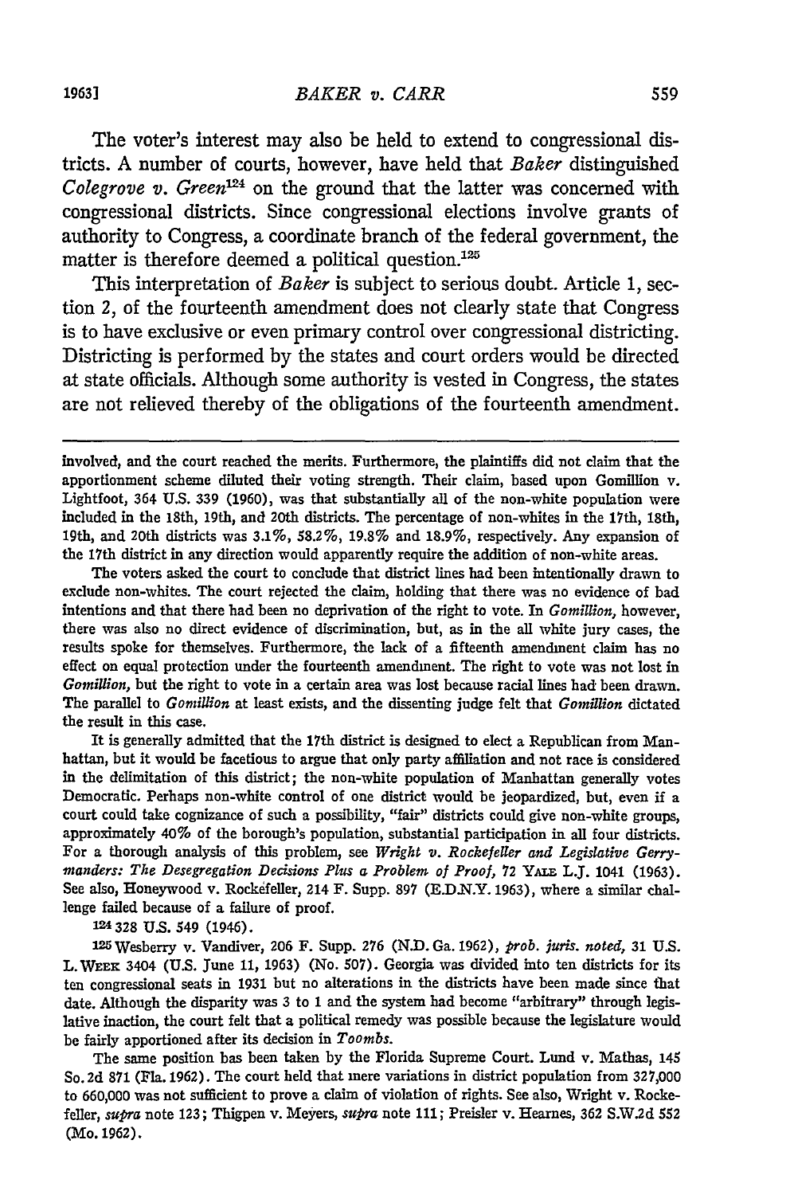The voter's interest may also be held to extend to congressional districts. A number of courts, however, have held that *Baker* distinguished *Colegrove v. Green*[124] on the ground that the latter was concerned with congressional districts. Since congressional elections involve grants of authority to Congress, a coordinate branch of the federal government, the matter is therefore deemed a political question.[125]

This interpretation of *Baker* is subject to serious doubt. Article 1, section 2, of the fourteenth amendment does not clearly state that Congress is to have exclusive or even primary control over congressional districting. Districting is performed by the states and court orders would be directed at state officials. Although some authority is vested in Congress, the states are not relieved thereby of the obligations of the fourteenth amendment.

---

involved, and the court reached the merits. Furthermore, the plaintiffs did not claim that the apportionment scheme diluted their voting strength. Their claim, based upon Gomillion v. Lightfoot, 364 U.S. 339 (1960), was that substantially all of the non-white population were included in the 18th, 19th, and 20th districts. The percentage of non-whites in the 17th, 18th, 19th, and 20th districts was 3.1%, 58.2%, 19.8% and 18.9%, respectively. Any expansion of the 17th district in any direction would apparently require the addition of non-white areas.

The voters asked the court to conclude that district lines had been intentionally drawn to exclude non-whites. The court rejected the claim, holding that there was no evidence of bad intentions and that there had been no deprivation of the right to vote. In *Gomillion*, however, there was also no direct evidence of discrimination, but, as in the all white jury cases, the results spoke for themselves. Furthermore, the lack of a fifteenth amendment claim has no effect on equal protection under the fourteenth amendment. The right to vote was not lost in *Gomillion*, but the right to vote in a certain area was lost because racial lines had been drawn. The parallel to *Gomillion* at least exists, and the dissenting judge felt that *Gomillion* dictated the result in this case.

It is generally admitted that the 17th district is designed to elect a Republican from Manhattan, but it would be facetious to argue that only party affiliation and not race is considered in the delimitation of this district; the non-white population of Manhattan generally votes Democratic. Perhaps non-white control of one district would be jeopardized, but, even if a court could take cognizance of such a possibility, "fair" districts could give non-white groups, approximately 40% of the borough's population, substantial participation in all four districts. For a thorough analysis of this problem, see *Wright v. Rockefeller and Legislative Gerrymanders: The Desegregation Decisions Plus a Problem of Proof*, 72 YALE L.J. 1041 (1963). See also, Honeywood v. Rockefeller, 214 F. Supp. 897 (E.D.N.Y. 1963), where a similar challenge failed because of a failure of proof.

[124] 328 U.S. 549 (1946).

[125] Wesberry v. Vandiver, 206 F. Supp. 276 (N.D. Ga. 1962), *prob. juris. noted*, 31 U.S. L. WEEK 3404 (U.S. June 11, 1963) (No. 507). Georgia was divided into ten districts for its ten congressional seats in 1931 but no alterations in the districts have been made since that date. Although the disparity was 3 to 1 and the system had become "arbitrary" through legislative inaction, the court felt that a political remedy was possible because the legislature would be fairly apportioned after its decision in *Toombs*.

The same position has been taken by the Florida Supreme Court. Lund v. Mathas, 145 So. 2d 871 (Fla. 1962). The court held that mere variations in district population from 327,000 to 660,000 was not sufficient to prove a claim of violation of rights. See also, Wright v. Rockefeller, *supra* note 123; Thigpen v. Meyers, *supra* note 111; Preisler v. Hearnes, 362 S.W.2d 552 (Mo. 1962).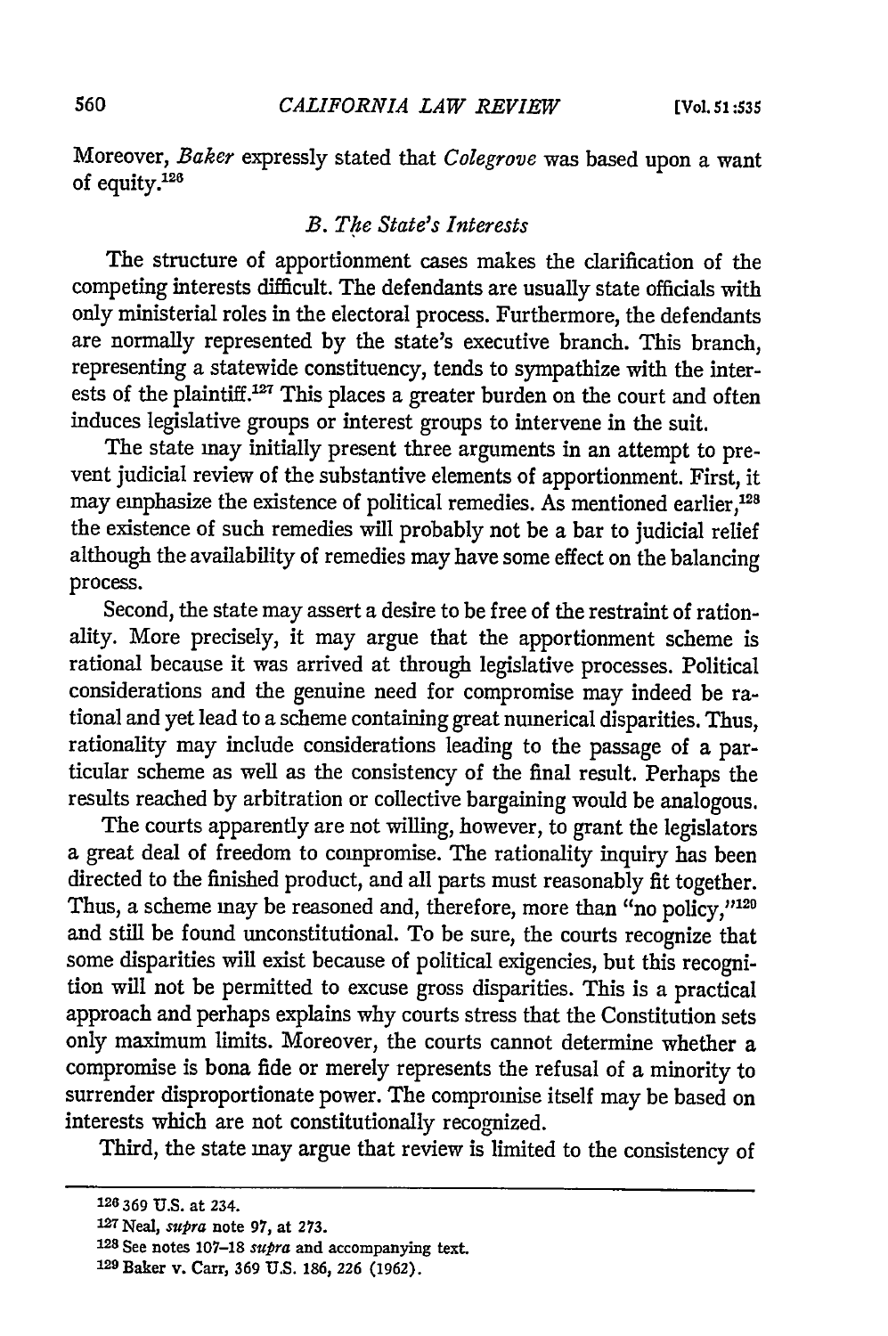Moreover, *Baker* expressly stated that *Colegrove* was based upon a want of equity.[126]

### *B. The State's Interests*

The structure of apportionment cases makes the clarification of the competing interests difficult. The defendants are usually state officials with only ministerial roles in the electoral process. Furthermore, the defendants are normally represented by the state's executive branch. This branch, representing a statewide constituency, tends to sympathize with the interests of the plaintiff.[127] This places a greater burden on the court and often induces legislative groups or interest groups to intervene in the suit.

The state may initially present three arguments in an attempt to prevent judicial review of the substantive elements of apportionment. First, it may emphasize the existence of political remedies. As mentioned earlier,[128] the existence of such remedies will probably not be a bar to judicial relief although the availability of remedies may have some effect on the balancing process.

Second, the state may assert a desire to be free of the restraint of rationality. More precisely, it may argue that the apportionment scheme is rational because it was arrived at through legislative processes. Political considerations and the genuine need for compromise may indeed be rational and yet lead to a scheme containing great numerical disparities. Thus, rationality may include considerations leading to the passage of a particular scheme as well as the consistency of the final result. Perhaps the results reached by arbitration or collective bargaining would be analogous.

The courts apparently are not willing, however, to grant the legislators a great deal of freedom to compromise. The rationality inquiry has been directed to the finished product, and all parts must reasonably fit together. Thus, a scheme may be reasoned and, therefore, more than "no policy,"[129] and still be found unconstitutional. To be sure, the courts recognize that some disparities will exist because of political exigencies, but this recognition will not be permitted to excuse gross disparities. This is a practical approach and perhaps explains why courts stress that the Constitution sets only maximum limits. Moreover, the courts cannot determine whether a compromise is bona fide or merely represents the refusal of a minority to surrender disproportionate power. The compromise itself may be based on interests which are not constitutionally recognized.

Third, the state may argue that review is limited to the consistency of

---

[126] 369 U.S. at 234.

[127] Neal, *supra* note 97, at 273.

[128] See notes 107–18 *supra* and accompanying text.

[129] Baker v. Carr, 369 U.S. 186, 226 (1962).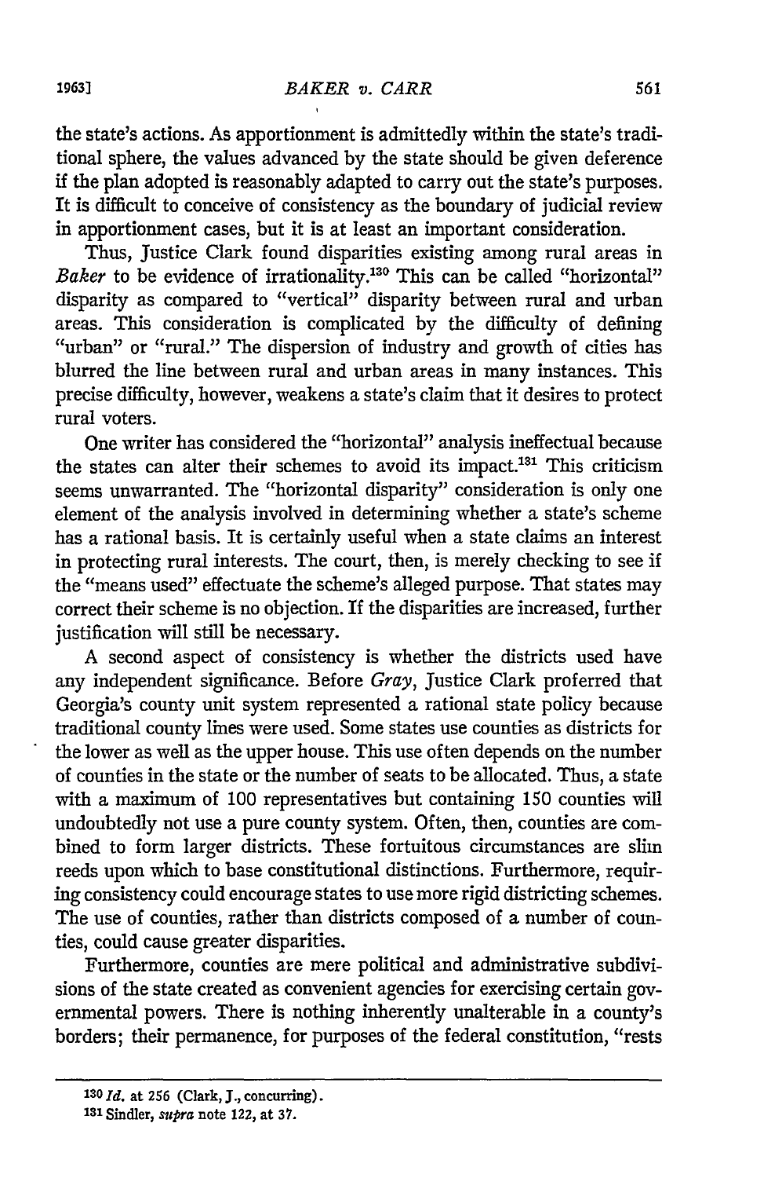the state's actions. As apportionment is admittedly within the state's traditional sphere, the values advanced by the state should be given deference if the plan adopted is reasonably adapted to carry out the state's purposes. It is difficult to conceive of consistency as the boundary of judicial review in apportionment cases, but it is at least an important consideration.

Thus, Justice Clark found disparities existing among rural areas in *Baker* to be evidence of irrationality.[130] This can be called "horizontal" disparity as compared to "vertical" disparity between rural and urban areas. This consideration is complicated by the difficulty of defining "urban" or "rural." The dispersion of industry and growth of cities has blurred the line between rural and urban areas in many instances. This precise difficulty, however, weakens a state's claim that it desires to protect rural voters.

One writer has considered the "horizontal" analysis ineffectual because the states can alter their schemes to avoid its impact.[131] This criticism seems unwarranted. The "horizontal disparity" consideration is only one element of the analysis involved in determining whether a state's scheme has a rational basis. It is certainly useful when a state claims an interest in protecting rural interests. The court, then, is merely checking to see if the "means used" effectuate the scheme's alleged purpose. That states may correct their scheme is no objection. If the disparities are increased, further justification will still be necessary.

A second aspect of consistency is whether the districts used have any independent significance. Before *Gray*, Justice Clark proferred that Georgia's county unit system represented a rational state policy because traditional county lines were used. Some states use counties as districts for the lower as well as the upper house. This use often depends on the number of counties in the state or the number of seats to be allocated. Thus, a state with a maximum of 100 representatives but containing 150 counties will undoubtedly not use a pure county system. Often, then, counties are combined to form larger districts. These fortuitous circumstances are slim reeds upon which to base constitutional distinctions. Furthermore, requiring consistency could encourage states to use more rigid districting schemes. The use of counties, rather than districts composed of a number of counties, could cause greater disparities.

Furthermore, counties are mere political and administrative subdivisions of the state created as convenient agencies for exercising certain governmental powers. There is nothing inherently unalterable in a county's borders; their permanence, for purposes of the federal constitution, "rests

---

[130] *Id.* at 256 (Clark, J., concurring).

[131] Sindler, *supra* note 122, at 37.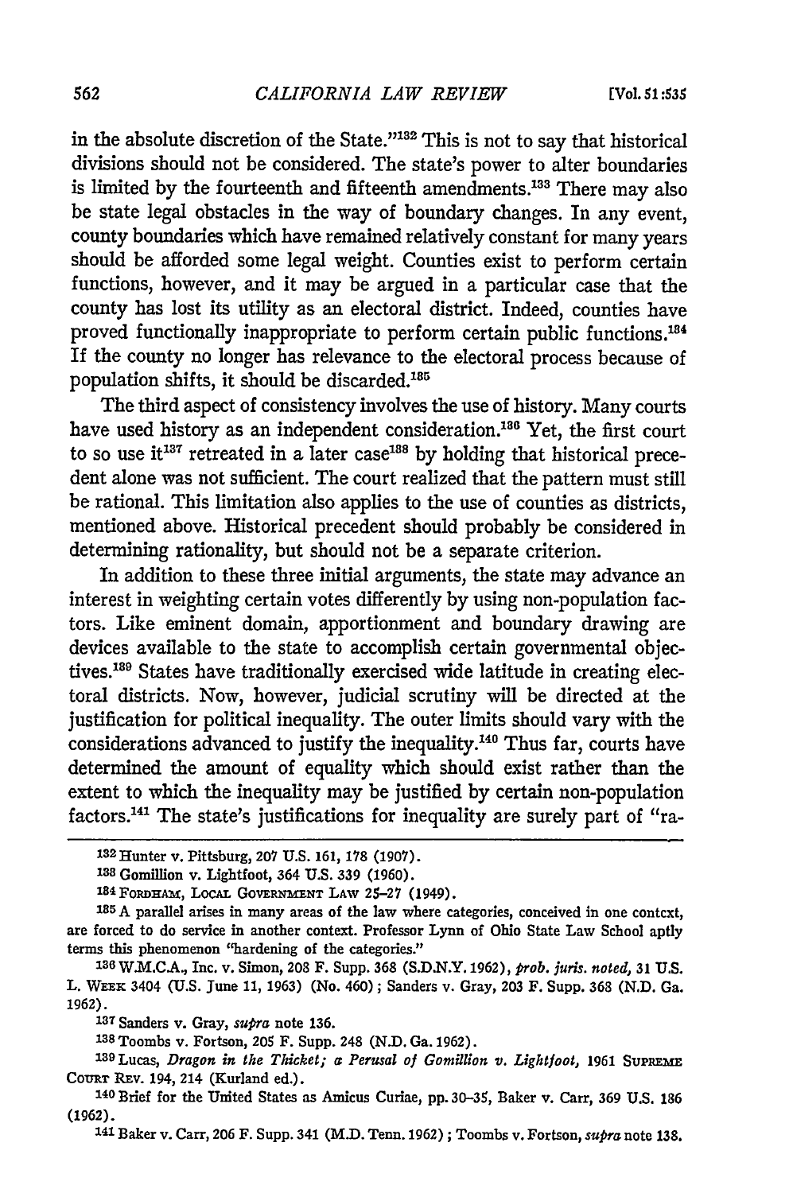in the absolute discretion of the State."[132] This is not to say that historical divisions should not be considered. The state's power to alter boundaries is limited by the fourteenth and fifteenth amendments.[133] There may also be state legal obstacles in the way of boundary changes. In any event, county boundaries which have remained relatively constant for many years should be afforded some legal weight. Counties exist to perform certain functions, however, and it may be argued in a particular case that the county has lost its utility as an electoral district. Indeed, counties have proved functionally inappropriate to perform certain public functions.[134] If the county no longer has relevance to the electoral process because of population shifts, it should be discarded.[135]

The third aspect of consistency involves the use of history. Many courts have used history as an independent consideration.[136] Yet, the first court to so use it[137] retreated in a later case[138] by holding that historical precedent alone was not sufficient. The court realized that the pattern must still be rational. This limitation also applies to the use of counties as districts, mentioned above. Historical precedent should probably be considered in determining rationality, but should not be a separate criterion.

In addition to these three initial arguments, the state may advance an interest in weighting certain votes differently by using non-population factors. Like eminent domain, apportionment and boundary drawing are devices available to the state to accomplish certain governmental objectives.[139] States have traditionally exercised wide latitude in creating electoral districts. Now, however, judicial scrutiny will be directed at the justification for political inequality. The outer limits should vary with the considerations advanced to justify the inequality.[140] Thus far, courts have determined the amount of equality which should exist rather than the extent to which the inequality may be justified by certain non-population factors.[141] The state's justifications for inequality are surely part of "ra-

---

[132] Hunter v. Pittsburg, 207 U.S. 161, 178 (1907).

[133] Gomillion v. Lightfoot, 364 U.S. 339 (1960).

[134] FORDHAM, LOCAL GOVERNMENT LAW 25–27 (1949).

[135] A parallel arises in many areas of the law where categories, conceived in one context, are forced to do service in another context. Professor Lynn of Ohio State Law School aptly terms this phenomenon "hardening of the categories."

[136] W.M.C.A., Inc. v. Simon, 208 F. Supp. 368 (S.D.N.Y. 1962), *prob. juris. noted*, 31 U.S. L. WEEK 3404 (U.S. June 11, 1963) (No. 460); Sanders v. Gray, 203 F. Supp. 368 (N.D. Ga. 1962).

[137] Sanders v. Gray, *supra* note 136.

[138] Toombs v. Fortson, 205 F. Supp. 248 (N.D. Ga. 1962).

[139] Lucas, *Dragon in the Thicket; a Perusal of Gomillion v. Lightfoot*, 1961 SUPREME COURT REV. 194, 214 (Kurland ed.).

[140] Brief for the United States as Amicus Curiae, pp. 30–35, Baker v. Carr, 369 U.S. 186 (1962).

[141] Baker v. Carr, 206 F. Supp. 341 (M.D. Tenn. 1962); Toombs v. Fortson, *supra* note 138.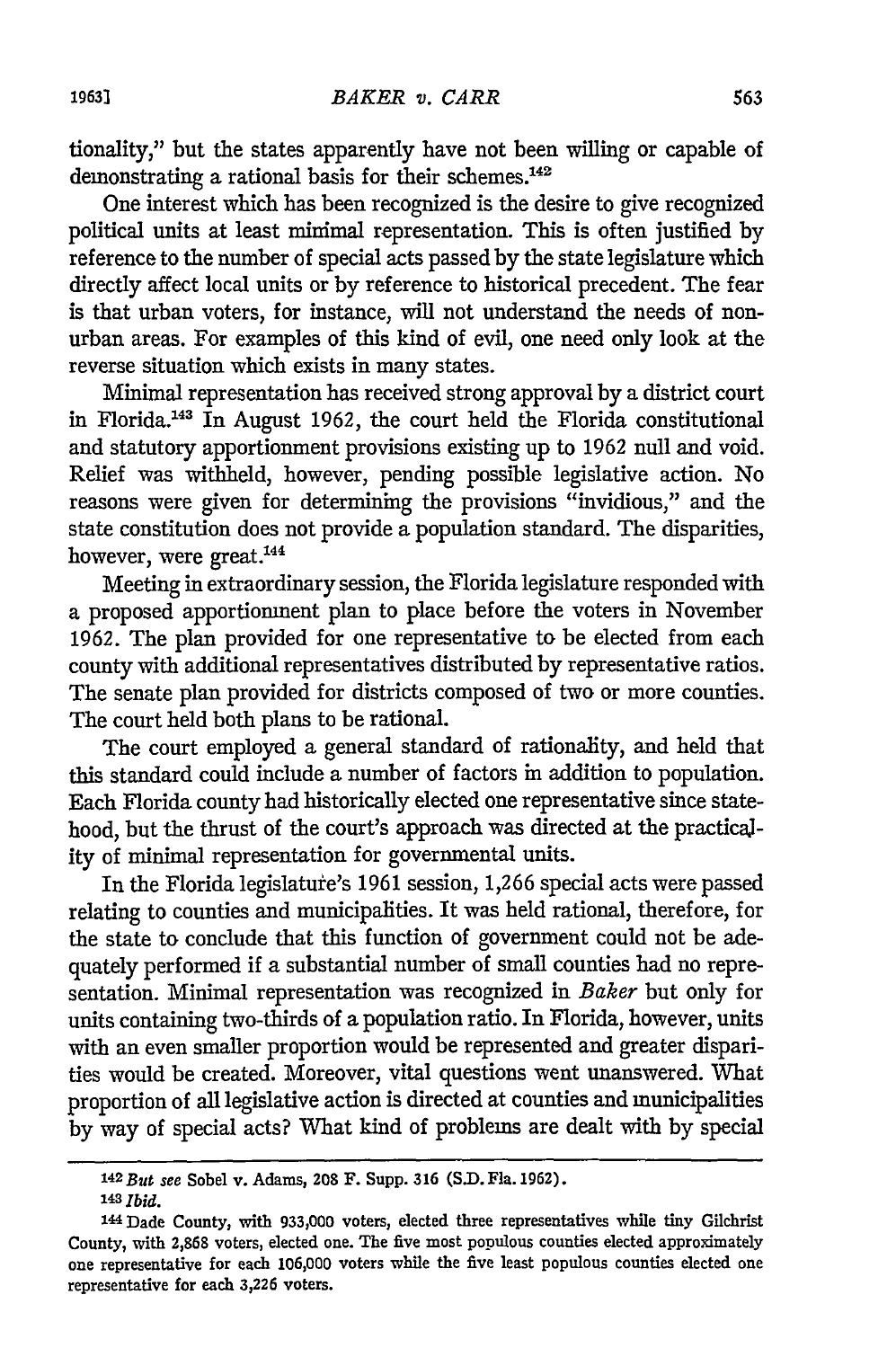tionality," but the states apparently have not been willing or capable of demonstrating a rational basis for their schemes.[142]

One interest which has been recognized is the desire to give recognized political units at least minimal representation. This is often justified by reference to the number of special acts passed by the state legislature which directly affect local units or by reference to historical precedent. The fear is that urban voters, for instance, will not understand the needs of non-urban areas. For examples of this kind of evil, one need only look at the reverse situation which exists in many states.

Minimal representation has received strong approval by a district court in Florida.[143] In August 1962, the court held the Florida constitutional and statutory apportionment provisions existing up to 1962 null and void. Relief was withheld, however, pending possible legislative action. No reasons were given for determining the provisions "invidious," and the state constitution does not provide a population standard. The disparities, however, were great.[144]

Meeting in extraordinary session, the Florida legislature responded with a proposed apportionment plan to place before the voters in November 1962. The plan provided for one representative to be elected from each county with additional representatives distributed by representative ratios. The senate plan provided for districts composed of two or more counties. The court held both plans to be rational.

The court employed a general standard of rationality, and held that this standard could include a number of factors in addition to population. Each Florida county had historically elected one representative since statehood, but the thrust of the court's approach was directed at the practicality of minimal representation for governmental units.

In the Florida legislature's 1961 session, 1,266 special acts were passed relating to counties and municipalities. It was held rational, therefore, for the state to conclude that this function of government could not be adequately performed if a substantial number of small counties had no representation. Minimal representation was recognized in *Baker* but only for units containing two-thirds of a population ratio. In Florida, however, units with an even smaller proportion would be represented and greater disparities would be created. Moreover, vital questions went unanswered. What proportion of all legislative action is directed at counties and municipalities by way of special acts? What kind of problems are dealt with by special

---

[142] *But see* Sobel v. Adams, 208 F. Supp. 316 (S.D. Fla. 1962).

[143] *Ibid.*

[144] Dade County, with 933,000 voters, elected three representatives while tiny Gilchrist County, with 2,868 voters, elected one. The five most populous counties elected approximately one representative for each 106,000 voters while the five least populous counties elected one representative for each 3,226 voters.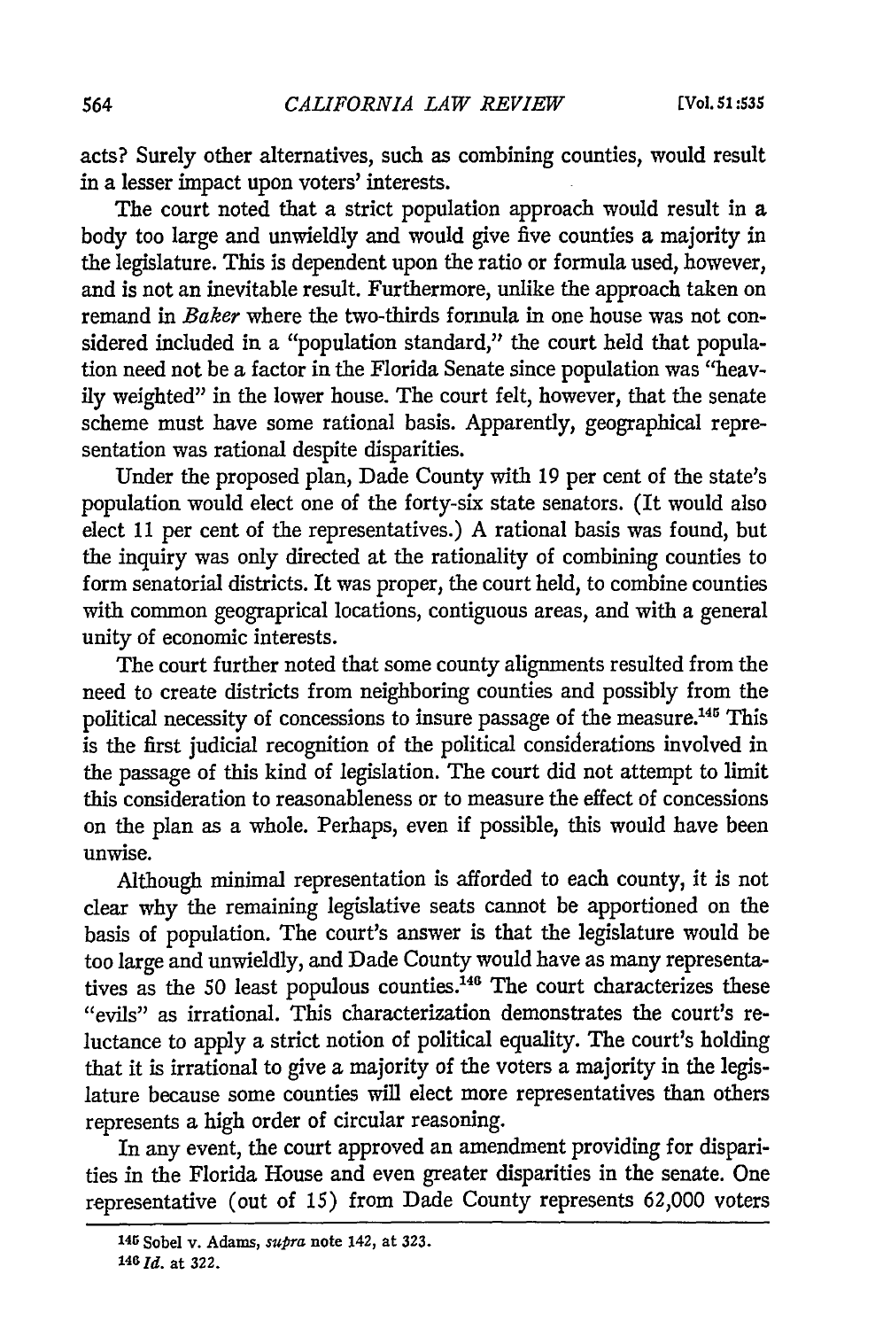acts? Surely other alternatives, such as combining counties, would result in a lesser impact upon voters' interests.

The court noted that a strict population approach would result in a body too large and unwieldly and would give five counties a majority in the legislature. This is dependent upon the ratio or formula used, however, and is not an inevitable result. Furthermore, unlike the approach taken on remand in *Baker* where the two-thirds formula in one house was not considered included in a "population standard," the court held that population need not be a factor in the Florida Senate since population was "heavily weighted" in the lower house. The court felt, however, that the senate scheme must have some rational basis. Apparently, geographical representation was rational despite disparities.

Under the proposed plan, Dade County with 19 per cent of the state's population would elect one of the forty-six state senators. (It would also elect 11 per cent of the representatives.) A rational basis was found, but the inquiry was only directed at the rationality of combining counties to form senatorial districts. It was proper, the court held, to combine counties with common geograprical locations, contiguous areas, and with a general unity of economic interests.

The court further noted that some county alignments resulted from the need to create districts from neighboring counties and possibly from the political necessity of concessions to insure passage of the measure.[145] This is the first judicial recognition of the political considerations involved in the passage of this kind of legislation. The court did not attempt to limit this consideration to reasonableness or to measure the effect of concessions on the plan as a whole. Perhaps, even if possible, this would have been unwise.

Although minimal representation is afforded to each county, it is not clear why the remaining legislative seats cannot be apportioned on the basis of population. The court's answer is that the legislature would be too large and unwieldly, and Dade County would have as many representatives as the 50 least populous counties.[146] The court characterizes these "evils" as irrational. This characterization demonstrates the court's reluctance to apply a strict notion of political equality. The court's holding that it is irrational to give a majority of the voters a majority in the legislature because some counties will elect more representatives than others represents a high order of circular reasoning.

In any event, the court approved an amendment providing for disparities in the Florida House and even greater disparities in the senate. One representative (out of 15) from Dade County represents 62,000 voters

[145] Sobel v. Adams, *supra* note 142, at 323.

[146] *Id.* at 322.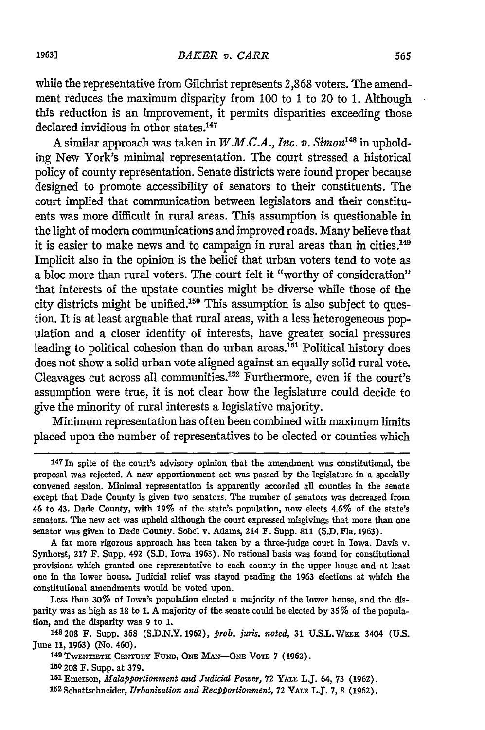while the representative from Gilchrist represents 2,868 voters. The amendment reduces the maximum disparity from 100 to 1 to 20 to 1. Although this reduction is an improvement, it permits disparities exceeding those declared invidious in other states.[147]

A similar approach was taken in *W.M.C.A., Inc. v. Simon*[148] in upholding New York's minimal representation. The court stressed a historical policy of county representation. Senate districts were found proper because designed to promote accessibility of senators to their constituents. The court implied that communication between legislators and their constituents was more difficult in rural areas. This assumption is questionable in the light of modern communications and improved roads. Many believe that it is easier to make news and to campaign in rural areas than in cities.[149] Implicit also in the opinion is the belief that urban voters tend to vote as a bloc more than rural voters. The court felt it "worthy of consideration" that interests of the upstate counties might be diverse while those of the city districts might be unified.[150] This assumption is also subject to question. It is at least arguable that rural areas, with a less heterogeneous population and a closer identity of interests, have greater social pressures leading to political cohesion than do urban areas.[151] Political history does does not show a solid urban vote aligned against an equally solid rural vote. Cleavages cut across all communities.[152] Furthermore, even if the court's assumption were true, it is not clear how the legislature could decide to give the minority of rural interests a legislative majority.

Minimum representation has often been combined with maximum limits placed upon the number of representatives to be elected or counties which

---

[147] In spite of the court's advisory opinion that the amendment was constitutional, the proposal was rejected. A new apportionment act was passed by the legislature in a specially convened session. Minimal representation is apparently accorded all counties in the senate except that Dade County is given two senators. The number of senators was decreased from 46 to 43. Dade County, with 19% of the state's population, now elects 4.6% of the state's senators. The new act was upheld although the court expressed misgivings that more than one senator was given to Dade County. Sobel v. Adams, 214 F. Supp. 811 (S.D. Fla. 1963).

A far more rigorous approach has been taken by a three-judge court in Iowa. Davis v. Synhorst, 217 F. Supp. 492 (S.D. Iowa 1963). No rational basis was found for constitutional provisions which granted one representative to each county in the upper house and at least one in the lower house. Judicial relief was stayed pending the 1963 elections at which the constitutional amendments would be voted upon.

Less than 30% of Iowa's population elected a majority of the lower house, and the disparity was as high as 18 to 1. A majority of the senate could be elected by 35% of the population, and the disparity was 9 to 1.

[148] 208 F. Supp. 368 (S.D.N.Y. 1962), *prob. juris. noted*, 31 U.S.L. WEEK 3404 (U.S. June 11, 1963) (No. 460).

[149] TWENTIETH CENTURY FUND, ONE MAN—ONE VOTE 7 (1962).

[150] 208 F. Supp. at 379.

[151] Emerson, *Malapportionment and Judicial Power*, 72 YALE L.J. 64, 73 (1962).

[152] Schattschneider, *Urbanization and Reapportionment*, 72 YALE L.J. 7, 8 (1962).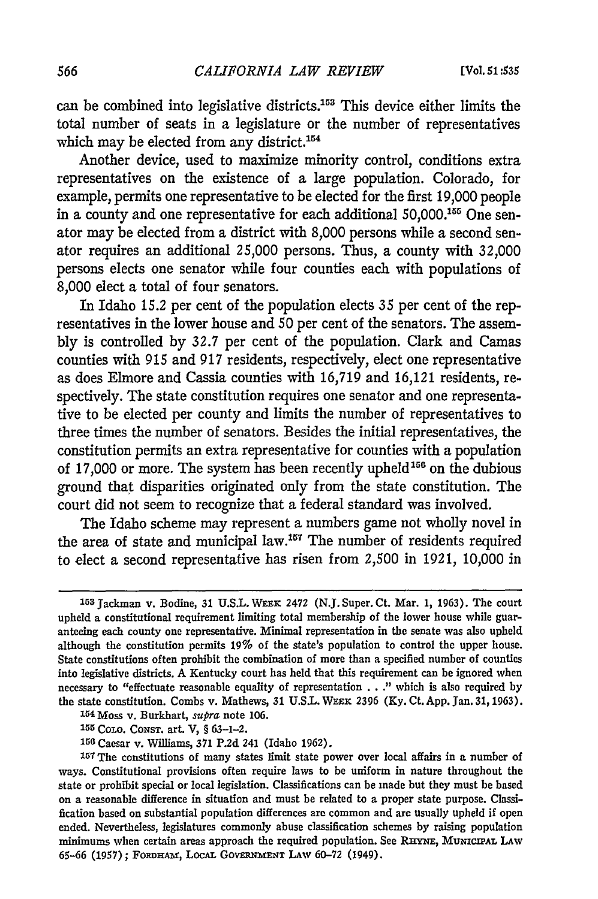can be combined into legislative districts.[153] This device either limits the total number of seats in a legislature or the number of representatives which may be elected from any district.[154]

Another device, used to maximize minority control, conditions extra representatives on the existence of a large population. Colorado, for example, permits one representative to be elected for the first 19,000 people in a county and one representative for each additional 50,000.[155] One senator may be elected from a district with 8,000 persons while a second senator requires an additional 25,000 persons. Thus, a county with 32,000 persons elects one senator while four counties each with populations of 8,000 elect a total of four senators.

In Idaho 15.2 per cent of the population elects 35 per cent of the representatives in the lower house and 50 per cent of the senators. The assembly is controlled by 32.7 per cent of the population. Clark and Camas counties with 915 and 917 residents, respectively, elect one representative as does Elmore and Cassia counties with 16,719 and 16,121 residents, respectively. The state constitution requires one senator and one representative to be elected per county and limits the number of representatives to three times the number of senators. Besides the initial representatives, the constitution permits an extra representative for counties with a population of 17,000 or more. The system has been recently upheld[156] on the dubious ground that disparities originated only from the state constitution. The court did not seem to recognize that a federal standard was involved.

The Idaho scheme may represent a numbers game not wholly novel in the area of state and municipal law.[157] The number of residents required to elect a second representative has risen from 2,500 in 1921, 10,000 in

---

[153] Jackman v. Bodine, 31 U.S.L. WEEK 2472 (N.J. Super. Ct. Mar. 1, 1963). The court upheld a constitutional requirement limiting total membership of the lower house while guaranteeing each county one representative. Minimal representation in the senate was also upheld although the constitution permits 19% of the state's population to control the upper house. State constitutions often prohibit the combination of more than a specified number of counties into legislative districts. A Kentucky court has held that this requirement can be ignored when necessary to "effectuate reasonable equality of representation . . ." which is also required by the state constitution. Combs v. Mathews, 31 U.S.L. WEEK 2396 (Ky. Ct. App. Jan. 31, 1963).

[154] Moss v. Burkhart, *supra* note 106.

[155] COLO. CONST. art. V, § 63-1-2.

[156] Caesar v. Williams, 371 P.2d 241 (Idaho 1962).

[157] The constitutions of many states limit state power over local affairs in a number of ways. Constitutional provisions often require laws to be uniform in nature throughout the state or prohibit special or local legislation. Classifications can be made but they must be based on a reasonable difference in situation and must be related to a proper state purpose. Classification based on substantial population differences are common and are usually upheld if open ended. Nevertheless, legislatures commonly abuse classification schemes by raising population minimums when certain areas approach the required population. See RHYNE, MUNICIPAL LAW 65-66 (1957); FORDHAM, LOCAL GOVERNMENT LAW 60-72 (1949).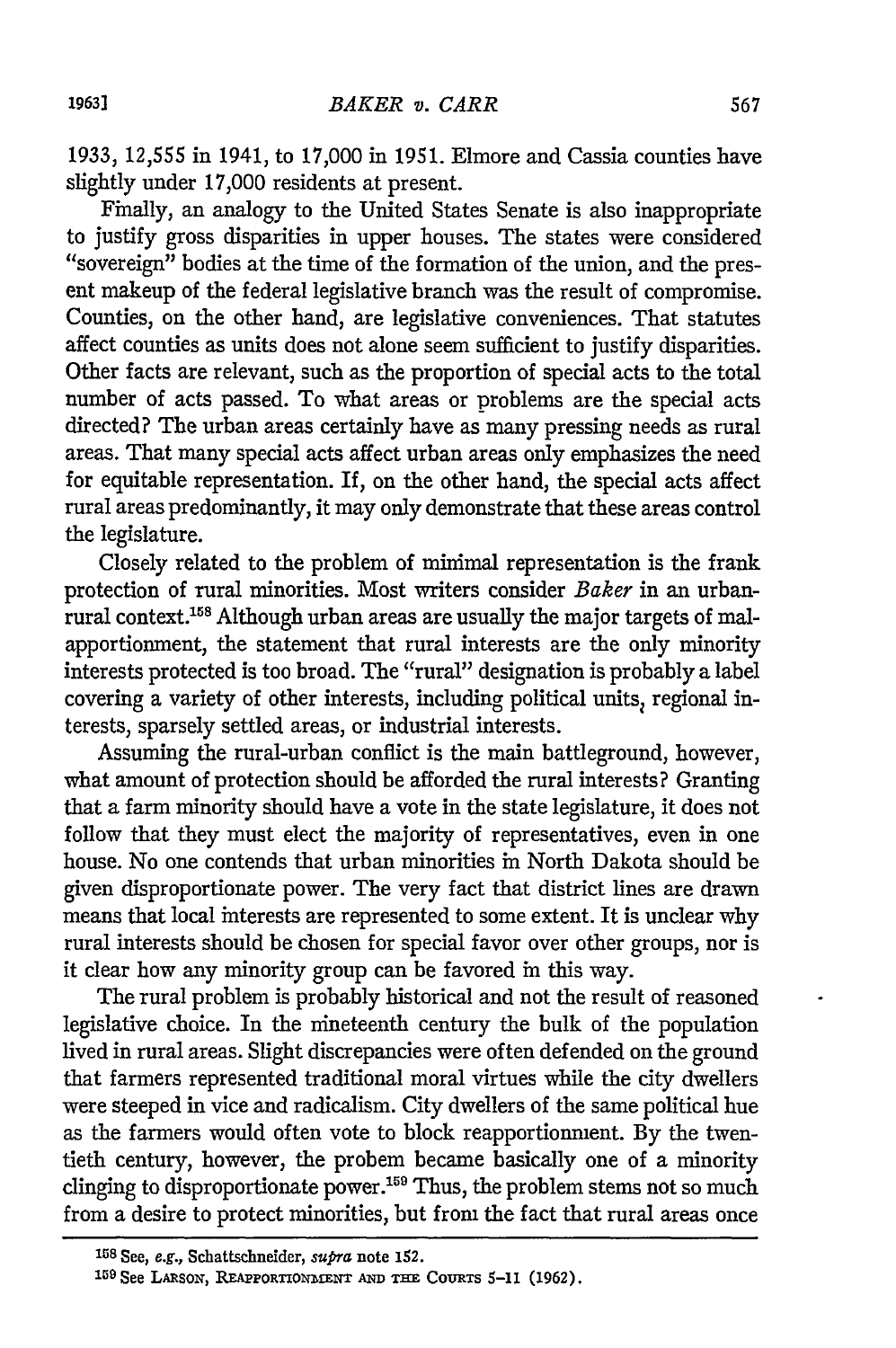1933, 12,555 in 1941, to 17,000 in 1951. Elmore and Cassia counties have slightly under 17,000 residents at present.

Finally, an analogy to the United States Senate is also inappropriate to justify gross disparities in upper houses. The states were considered "sovereign" bodies at the time of the formation of the union, and the present makeup of the federal legislative branch was the result of compromise. Counties, on the other hand, are legislative conveniences. That statutes affect counties as units does not alone seem sufficient to justify disparities. Other facts are relevant, such as the proportion of special acts to the total number of acts passed. To what areas or problems are the special acts directed? The urban areas certainly have as many pressing needs as rural areas. That many special acts affect urban areas only emphasizes the need for equitable representation. If, on the other hand, the special acts affect rural areas predominantly, it may only demonstrate that these areas control the legislature.

Closely related to the problem of minimal representation is the frank protection of rural minorities. Most writers consider *Baker* in an urban-rural context.[158] Although urban areas are usually the major targets of malapportionment, the statement that rural interests are the only minority interests protected is too broad. The "rural" designation is probably a label covering a variety of other interests, including political units, regional interests, sparsely settled areas, or industrial interests.

Assuming the rural-urban conflict is the main battleground, however, what amount of protection should be afforded the rural interests? Granting that a farm minority should have a vote in the state legislature, it does not follow that they must elect the majority of representatives, even in one house. No one contends that urban minorities in North Dakota should be given disproportionate power. The very fact that district lines are drawn means that local interests are represented to some extent. It is unclear why rural interests should be chosen for special favor over other groups, nor is it clear how any minority group can be favored in this way.

The rural problem is probably historical and not the result of reasoned legislative choice. In the nineteenth century the bulk of the population lived in rural areas. Slight discrepancies were often defended on the ground that farmers represented traditional moral virtues while the city dwellers were steeped in vice and radicalism. City dwellers of the same political hue as the farmers would often vote to block reapportionment. By the twentieth century, however, the probem became basically one of a minority clinging to disproportionate power.[159] Thus, the problem stems not so much from a desire to protect minorities, but from the fact that rural areas once

---

[158] See, *e.g.*, Schattschneider, *supra* note 152.

[159] See LARSON, REAPPORTIONMENT AND THE COURTS 5-11 (1962).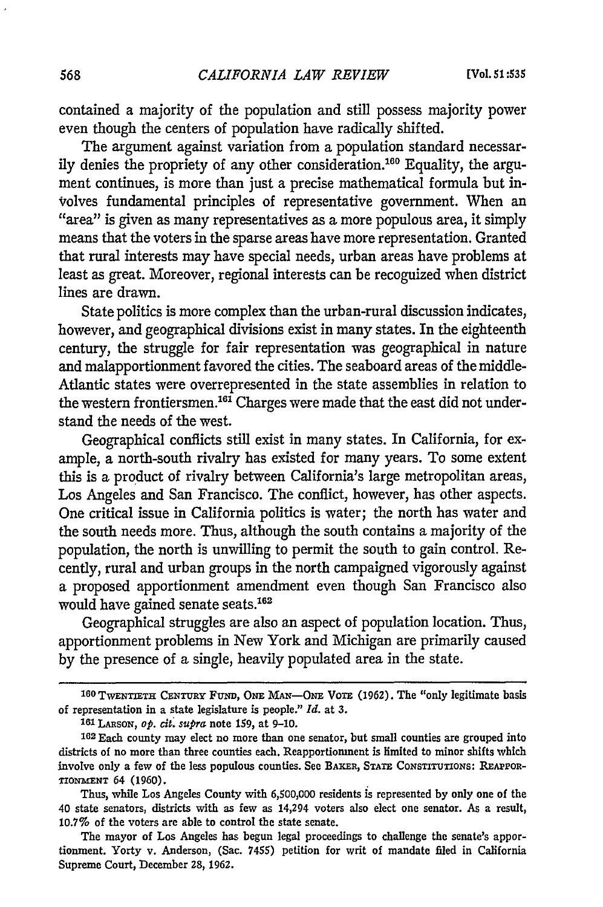contained a majority of the population and still possess majority power even though the centers of population have radically shifted.

The argument against variation from a population standard necessarily denies the propriety of any other consideration.[160] Equality, the argument continues, is more than just a precise mathematical formula but involves fundamental principles of representative government. When an "area" is given as many representatives as a more populous area, it simply means that the voters in the sparse areas have more representation. Granted that rural interests may have special needs, urban areas have problems at least as great. Moreover, regional interests can be recoguized when district lines are drawn.

State politics is more complex than the urban-rural discussion indicates, however, and geographical divisions exist in many states. In the eighteenth century, the struggle for fair representation was geographical in nature and malapportionment favored the cities. The seaboard areas of the middle-Atlantic states were overrepresented in the state assemblies in relation to the western frontiersmen.[161] Charges were made that the east did not understand the needs of the west.

Geographical conflicts still exist in many states. In California, for example, a north-south rivalry has existed for many years. To some extent this is a product of rivalry between California's large metropolitan areas, Los Angeles and San Francisco. The conflict, however, has other aspects. One critical issue in California politics is water; the north has water and the south needs more. Thus, although the south contains a majority of the population, the north is unwilling to permit the south to gain control. Recently, rural and urban groups in the north campaigned vigorously against a proposed apportionment amendment even though San Francisco also would have gained senate seats.[162]

Geographical struggles are also an aspect of population location. Thus, apportionment problems in New York and Michigan are primarily caused by the presence of a single, heavily populated area in the state.

---

[160] TWENTIETH CENTURY FUND, ONE MAN—ONE VOTE (1962). The "only legitimate basis of representation in a state legislature is people." *Id.* at 3.

[161] LARSON, *op. cit. supra* note 159, at 9–10.

[162] Each county may elect no more than one senator, but small counties are grouped into districts of no more than three counties each. Reapportionment is limited to minor shifts which involve only a few of the less populous counties. See BAKER, STATE CONSTITUTIONS: REAPPORTIONMENT 64 (1960).

Thus, while Los Angeles County with 6,500,000 residents is represented by only one of the 40 state senators, districts with as few as 14,294 voters also elect one senator. As a result, 10.7% of the voters are able to control the state senate.

The mayor of Los Angeles has begun legal proceedings to challenge the senate's apportionment. Yorty v. Anderson, (Sac. 7455) petition for writ of mandate filed in California Supreme Court, December 28, 1962.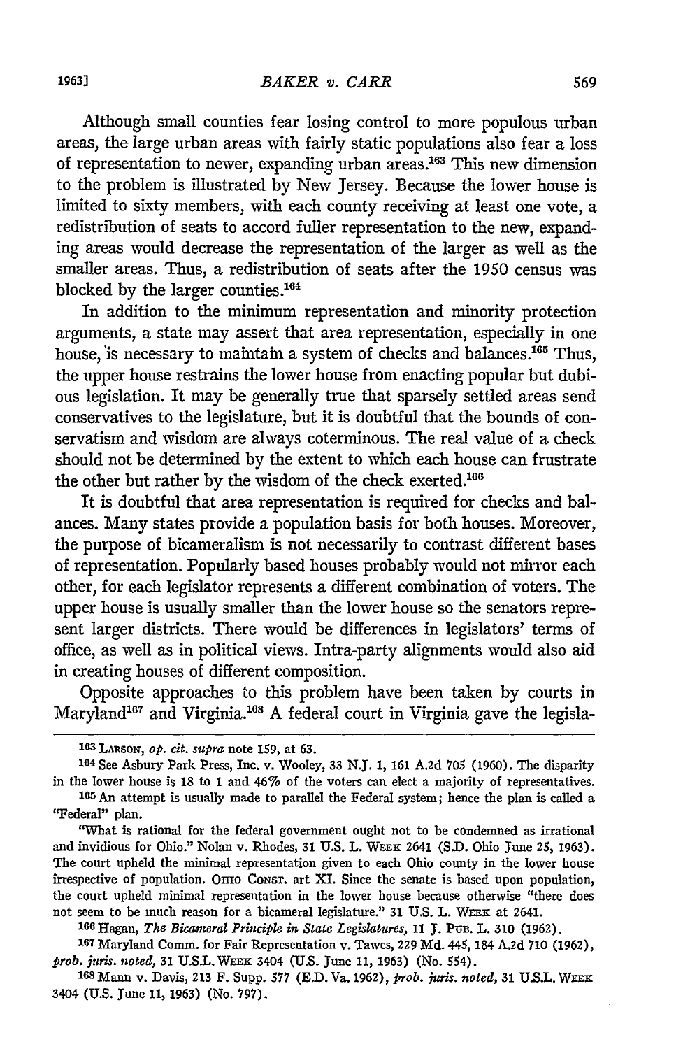Although small counties fear losing control to more populous urban areas, the large urban areas with fairly static populations also fear a loss of representation to newer, expanding urban areas.[163] This new dimension to the problem is illustrated by New Jersey. Because the lower house is limited to sixty members, with each county receiving at least one vote, a redistribution of seats to accord fuller representation to the new, expanding areas would decrease the representation of the larger as well as the smaller areas. Thus, a redistribution of seats after the 1950 census was blocked by the larger counties.[164]

In addition to the minimum representation and minority protection arguments, a state may assert that area representation, especially in one house, is necessary to maintain a system of checks and balances.[165] Thus, the upper house restrains the lower house from enacting popular but dubious legislation. It may be generally true that sparsely settled areas send conservatives to the legislature, but it is doubtful that the bounds of conservatism and wisdom are always coterminous. The real value of a check should not be determined by the extent to which each house can frustrate the other but rather by the wisdom of the check exerted.[166]

It is doubtful that area representation is required for checks and balances. Many states provide a population basis for both houses. Moreover, the purpose of bicameralism is not necessarily to contrast different bases of representation. Popularly based houses probably would not mirror each other, for each legislator represents a different combination of voters. The upper house is usually smaller than the lower house so the senators represent larger districts. There would be differences in legislators' terms of office, as well as in political views. Intra-party alignments would also aid in creating houses of different composition.

Opposite approaches to this problem have been taken by courts in Maryland[167] and Virginia.[168] A federal court in Virginia gave the legisla-

---

[163] LARSON, *op. cit. supra* note 159, at 63.

[164] See Asbury Park Press, Inc. v. Wooley, 33 N.J. 1, 161 A.2d 705 (1960). The disparity in the lower house is 18 to 1 and 46% of the voters can elect a majority of representatives.

[165] An attempt is usually made to parallel the Federal system; hence the plan is called a "Federal" plan.

"What is rational for the federal government ought not to be condemned as irrational and invidious for Ohio." Nolan v. Rhodes, 31 U.S. L. WEEK 2641 (S.D. Ohio June 25, 1963). The court upheld the minimal representation given to each Ohio county in the lower house irrespective of population. OHIO CONST. art XI. Since the senate is based upon population, the court upheld minimal representation in the lower house because otherwise "there does not seem to be much reason for a bicameral legislature." 31 U.S. L. WEEK at 2641.

[166] Hagan, *The Bicameral Principle in State Legislatures*, 11 J. PUB. L. 310 (1962).

[167] Maryland Comm. for Fair Representation v. Tawes, 229 Md. 445, 184 A.2d 710 (1962), *prob. juris. noted*, 31 U.S.L. WEEK 3404 (U.S. June 11, 1963) (No. 554).

[168] Mann v. Davis, 213 F. Supp. 577 (E.D. Va. 1962), *prob. juris. noted*, 31 U.S.L. WEEK 3404 (U.S. June 11, 1963) (No. 797).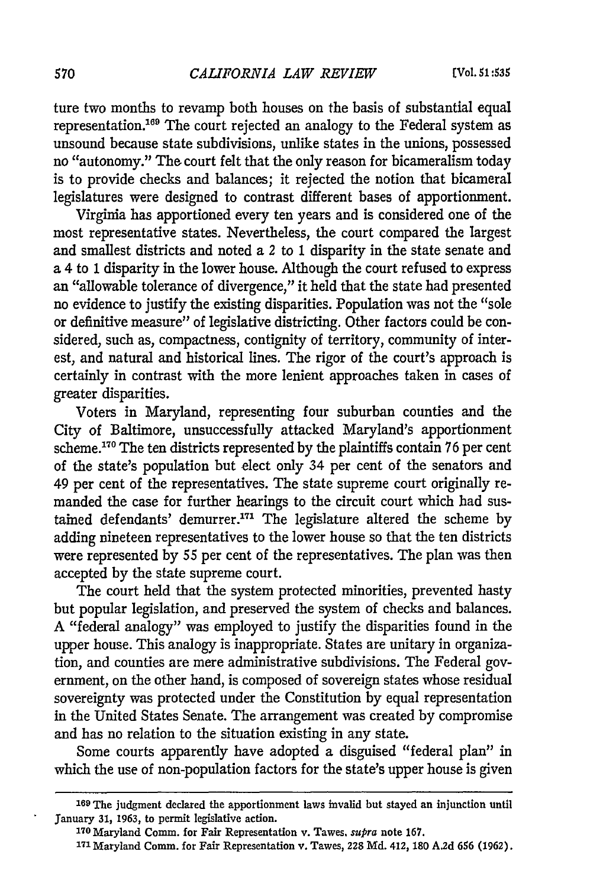ture two months to revamp both houses on the basis of substantial equal representation.[169] The court rejected an analogy to the Federal system as unsound because state subdivisions, unlike states in the unions, possessed no "autonomy." The court felt that the only reason for bicameralism today is to provide checks and balances; it rejected the notion that bicameral legislatures were designed to contrast different bases of apportionment.

Virginia has apportioned every ten years and is considered one of the most representative states. Nevertheless, the court compared the largest and smallest districts and noted a 2 to 1 disparity in the state senate and a 4 to 1 disparity in the lower house. Although the court refused to express an "allowable tolerance of divergence," it held that the state had presented no evidence to justify the existing disparities. Population was not the "sole or definitive measure" of legislative districting. Other factors could be considered, such as, compactness, contignity of territory, community of interest, and natural and historical lines. The rigor of the court's approach is certainly in contrast with the more lenient approaches taken in cases of greater disparities.

Voters in Maryland, representing four suburban counties and the City of Baltimore, unsuccessfully attacked Maryland's apportionment scheme.[170] The ten districts represented by the plaintiffs contain 76 per cent of the state's population but elect only 34 per cent of the senators and 49 per cent of the representatives. The state supreme court originally remanded the case for further hearings to the circuit court which had sustained defendants' demurrer.[171] The legislature altered the scheme by adding nineteen representatives to the lower house so that the ten districts were represented by 55 per cent of the representatives. The plan was then accepted by the state supreme court.

The court held that the system protected minorities, prevented hasty but popular legislation, and preserved the system of checks and balances. A "federal analogy" was employed to justify the disparities found in the upper house. This analogy is inappropriate. States are unitary in organization, and counties are mere administrative subdivisions. The Federal government, on the other hand, is composed of sovereign states whose residual sovereignty was protected under the Constitution by equal representation in the United States Senate. The arrangement was created by compromise and has no relation to the situation existing in any state.

Some courts apparently have adopted a disguised "federal plan" in which the use of non-population factors for the state's upper house is given

---

[169] The judgment declared the apportionment laws invalid but stayed an injunction until January 31, 1963, to permit legislative action.

[170] Maryland Comm. for Fair Representation v. Tawes, *supra* note 167.

[171] Maryland Comm. for Fair Representation v. Tawes, 228 Md. 412, 180 A.2d 656 (1962).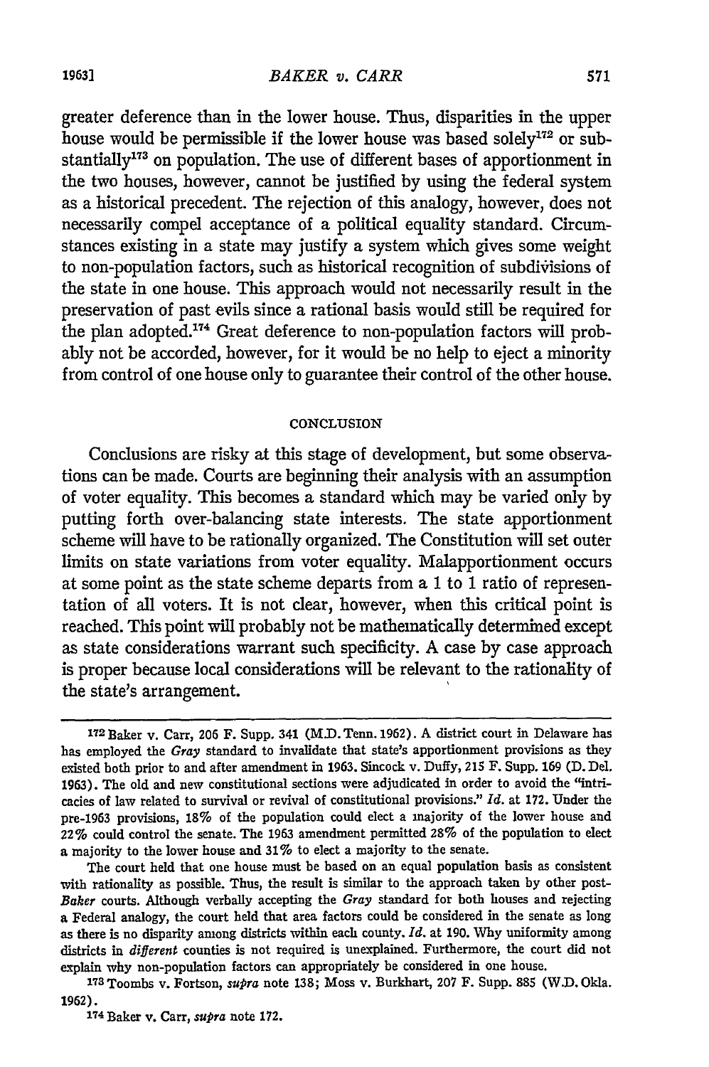greater deference than in the lower house. Thus, disparities in the upper house would be permissible if the lower house was based solely[172] or substantially[173] on population. The use of different bases of apportionment in the two houses, however, cannot be justified by using the federal system as a historical precedent. The rejection of this analogy, however, does not necessarily compel acceptance of a political equality standard. Circumstances existing in a state may justify a system which gives some weight to non-population factors, such as historical recognition of subdivisions of the state in one house. This approach would not necessarily result in the preservation of past evils since a rational basis would still be required for the plan adopted.[174] Great deference to non-population factors will probably not be accorded, however, for it would be no help to eject a minority from control of one house only to guarantee their control of the other house.

## CONCLUSION

Conclusions are risky at this stage of development, but some observations can be made. Courts are beginning their analysis with an assumption of voter equality. This becomes a standard which may be varied only by putting forth over-balancing state interests. The state apportionment scheme will have to be rationally organized. The Constitution will set outer limits on state variations from voter equality. Malapportionment occurs at some point as the state scheme departs from a 1 to 1 ratio of representation of all voters. It is not clear, however, when this critical point is reached. This point will probably not be mathematically determined except as state considerations warrant such specificity. A case by case approach is proper because local considerations will be relevant to the rationality of the state's arrangement.

---

[172] Baker v. Carr, 206 F. Supp. 341 (M.D. Tenn. 1962). A district court in Delaware has has employed the *Gray* standard to invalidate that state's apportionment provisions as they existed both prior to and after amendment in 1963. Sincock v. Duffy, 215 F. Supp. 169 (D. Del. 1963). The old and new constitutional sections were adjudicated in order to avoid the "intricacies of law related to survival or revival of constitutional provisions." *Id.* at 172. Under the pre-1963 provisions, 18% of the population could elect a majority of the lower house and 22% could control the senate. The 1963 amendment permitted 28% of the population to elect a majority to the lower house and 31% to elect a majority to the senate.

The court held that one house must be based on an equal population basis as consistent with rationality as possible. Thus, the result is similar to the approach taken by other post-*Baker* courts. Although verbally accepting the *Gray* standard for both houses and rejecting a Federal analogy, the court held that area factors could be considered in the senate as long as there is no disparity among districts within each county. *Id.* at 190. Why uniformity among districts in *different* counties is not required is unexplained. Furthermore, the court did not explain why non-population factors can appropriately be considered in one house.

[173] Toombs v. Fortson, *supra* note 138; Moss v. Burkhart, 207 F. Supp. 885 (W.D. Okla. 1962).

[174] Baker v. Carr, *supra* note 172.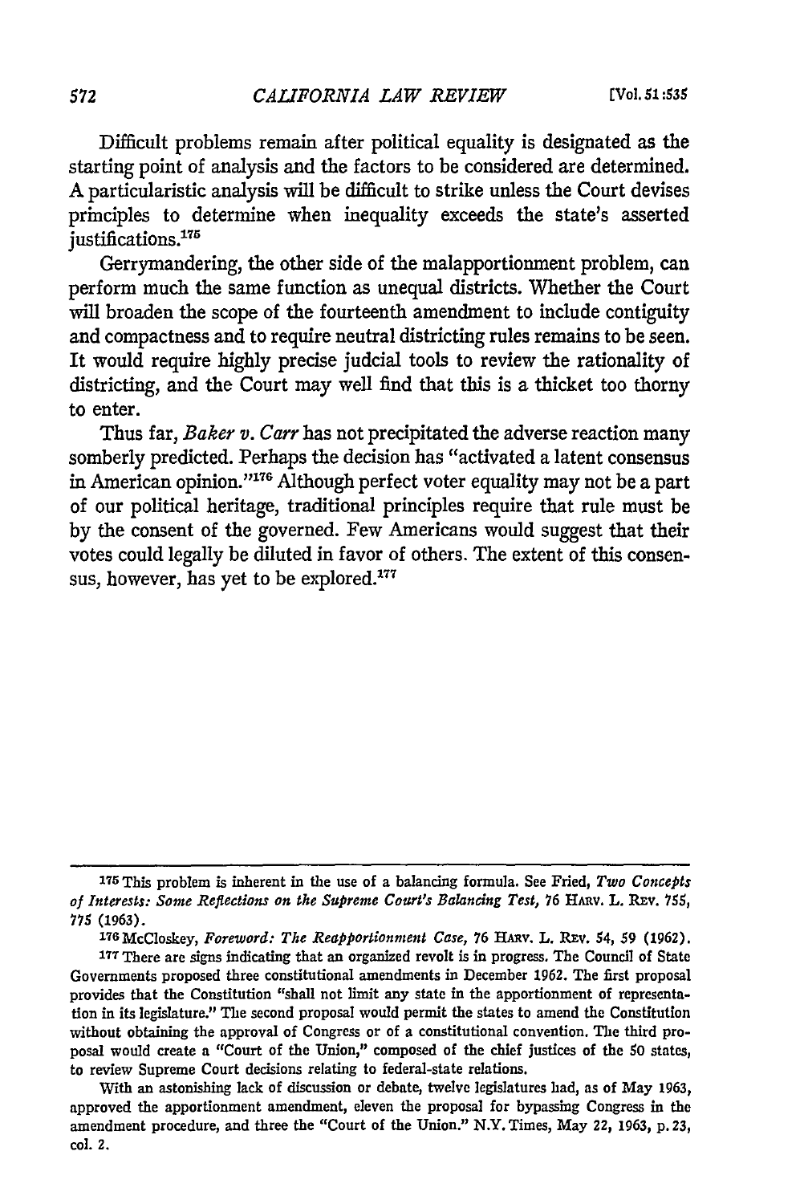Difficult problems remain after political equality is designated as the starting point of analysis and the factors to be considered are determined. A particularistic analysis will be difficult to strike unless the Court devises principles to determine when inequality exceeds the state's asserted justifications.[175]

Gerrymandering, the other side of the malapportionment problem, can perform much the same function as unequal districts. Whether the Court will broaden the scope of the fourteenth amendment to include contiguity and compactness and to require neutral districting rules remains to be seen. It would require highly precise judcial tools to review the rationality of districting, and the Court may well find that this is a thicket too thorny to enter.

Thus far, *Baker v. Carr* has not precipitated the adverse reaction many somberly predicted. Perhaps the decision has "activated a latent consensus in American opinion."[176] Although perfect voter equality may not be a part of our political heritage, traditional principles require that rule must be by the consent of the governed. Few Americans would suggest that their votes could legally be diluted in favor of others. The extent of this consensus, however, has yet to be explored.[177]

---

[175] This problem is inherent in the use of a balancing formula. See Fried, *Two Concepts of Interests: Some Reflections on the Supreme Court's Balancing Test*, 76 HARV. L. REV. 755, 775 (1963).

[176] McCloskey, *Foreword: The Reapportionment Case*, 76 HARV. L. REV. 54, 59 (1962).

[177] There are signs indicating that an organized revolt is in progress. The Council of State Governments proposed three constitutional amendments in December 1962. The first proposal provides that the Constitution "shall not limit any state in the apportionment of representation in its legislature." The second proposal would permit the states to amend the Constitution without obtaining the approval of Congress or of a constitutional convention. The third proposal would create a "Court of the Union," composed of the chief justices of the 50 states, to review Supreme Court decisions relating to federal-state relations.

With an astonishing lack of discussion or debate, twelve legislatures had, as of May 1963, approved the apportionment amendment, eleven the proposal for bypassing Congress in the amendment procedure, and three the "Court of the Union." N.Y. Times, May 22, 1963, p. 23, col. 2.